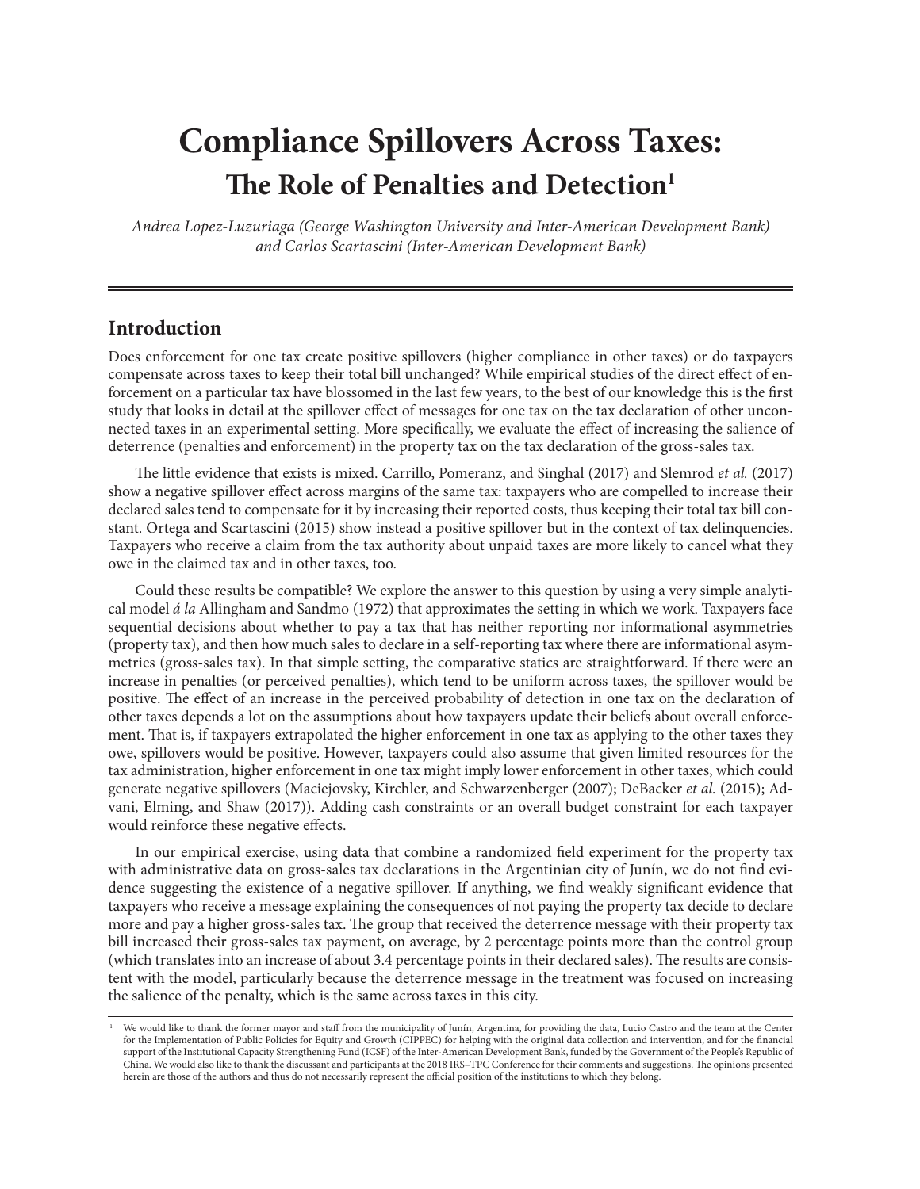# Compliance Spillovers Across Taxes:

## The Role of Penalties and Detection[1]

*Andrea Lopez-Luzuriaga (George Washington University and Inter-American Development Bank) and Carlos Scartascini (Inter-American Development Bank)*

## Introduction

Does enforcement for one tax create positive spillovers (higher compliance in other taxes) or do taxpayers compensate across taxes to keep their total bill unchanged? While empirical studies of the direct effect of enforcement on a particular tax have blossomed in the last few years, to the best of our knowledge this is the first study that looks in detail at the spillover effect of messages for one tax on the tax declaration of other unconnected taxes in an experimental setting. More specifically, we evaluate the effect of increasing the salience of deterrence (penalties and enforcement) in the property tax on the tax declaration of the gross-sales tax.

The little evidence that exists is mixed. Carrillo, Pomeranz, and Singhal (2017) and Slemrod *et al.* (2017) show a negative spillover effect across margins of the same tax: taxpayers who are compelled to increase their declared sales tend to compensate for it by increasing their reported costs, thus keeping their total tax bill constant. Ortega and Scartascini (2015) show instead a positive spillover but in the context of tax delinquencies. Taxpayers who receive a claim from the tax authority about unpaid taxes are more likely to cancel what they owe in the claimed tax and in other taxes, too.

Could these results be compatible? We explore the answer to this question by using a very simple analytical model *á la* Allingham and Sandmo (1972) that approximates the setting in which we work. Taxpayers face sequential decisions about whether to pay a tax that has neither reporting nor informational asymmetries (property tax), and then how much sales to declare in a self-reporting tax where there are informational asymmetries (gross-sales tax). In that simple setting, the comparative statics are straightforward. If there were an increase in penalties (or perceived penalties), which tend to be uniform across taxes, the spillover would be positive. The effect of an increase in the perceived probability of detection in one tax on the declaration of other taxes depends a lot on the assumptions about how taxpayers update their beliefs about overall enforcement. That is, if taxpayers extrapolated the higher enforcement in one tax as applying to the other taxes they owe, spillovers would be positive. However, taxpayers could also assume that given limited resources for the tax administration, higher enforcement in one tax might imply lower enforcement in other taxes, which could generate negative spillovers (Maciejovsky, Kirchler, and Schwarzenberger (2007); DeBacker *et al.* (2015); Advani, Elming, and Shaw (2017)). Adding cash constraints or an overall budget constraint for each taxpayer would reinforce these negative effects.

In our empirical exercise, using data that combine a randomized field experiment for the property tax with administrative data on gross-sales tax declarations in the Argentinian city of Junín, we do not find evidence suggesting the existence of a negative spillover. If anything, we find weakly significant evidence that taxpayers who receive a message explaining the consequences of not paying the property tax decide to declare more and pay a higher gross-sales tax. The group that received the deterrence message with their property tax bill increased their gross-sales tax payment, on average, by 2 percentage points more than the control group (which translates into an increase of about 3.4 percentage points in their declared sales). The results are consistent with the model, particularly because the deterrence message in the treatment was focused on increasing the salience of the penalty, which is the same across taxes in this city.

---

[1] We would like to thank the former mayor and staff from the municipality of Junín, Argentina, for providing the data, Lucio Castro and the team at the Center for the Implementation of Public Policies for Equity and Growth (CIPPEC) for helping with the original data collection and intervention, and for the financial support of the Institutional Capacity Strengthening Fund (ICSF) of the Inter-American Development Bank, funded by the Government of the People's Republic of China. We would also like to thank the discussant and participants at the 2018 IRS–TPC Conference for their comments and suggestions. The opinions presented herein are those of the authors and thus do not necessarily represent the official position of the institutions to which they belong.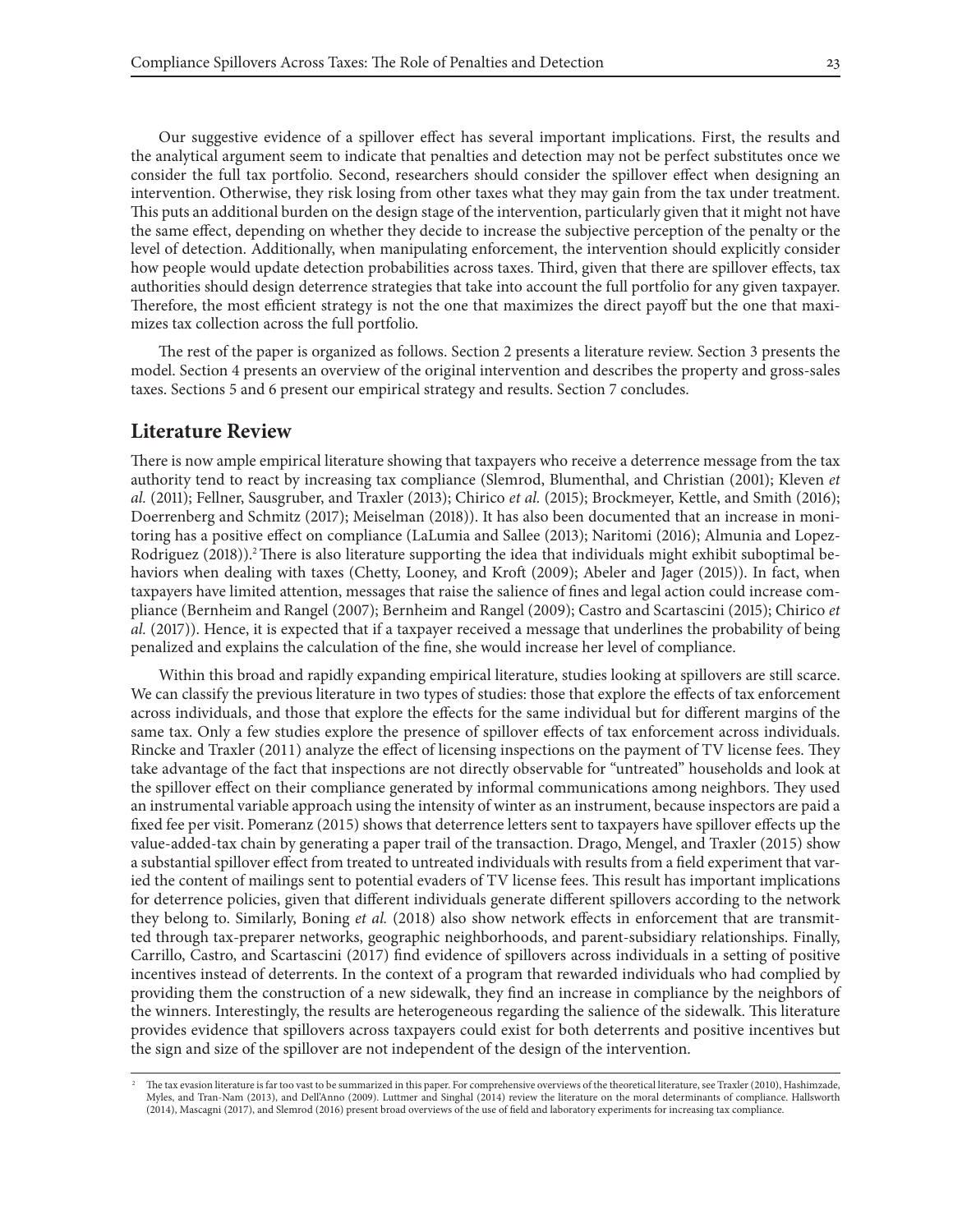Our suggestive evidence of a spillover effect has several important implications. First, the results and the analytical argument seem to indicate that penalties and detection may not be perfect substitutes once we consider the full tax portfolio. Second, researchers should consider the spillover effect when designing an intervention. Otherwise, they risk losing from other taxes what they may gain from the tax under treatment. This puts an additional burden on the design stage of the intervention, particularly given that it might not have the same effect, depending on whether they decide to increase the subjective perception of the penalty or the level of detection. Additionally, when manipulating enforcement, the intervention should explicitly consider how people would update detection probabilities across taxes. Third, given that there are spillover effects, tax authorities should design deterrence strategies that take into account the full portfolio for any given taxpayer. Therefore, the most efficient strategy is not the one that maximizes the direct payoff but the one that maximizes tax collection across the full portfolio.

The rest of the paper is organized as follows. Section 2 presents a literature review. Section 3 presents the model. Section 4 presents an overview of the original intervention and describes the property and gross-sales taxes. Sections 5 and 6 present our empirical strategy and results. Section 7 concludes.

## Literature Review

There is now ample empirical literature showing that taxpayers who receive a deterrence message from the tax authority tend to react by increasing tax compliance (Slemrod, Blumenthal, and Christian (2001); Kleven *et al.* (2011); Fellner, Sausgruber, and Traxler (2013); Chirico *et al.* (2015); Brockmeyer, Kettle, and Smith (2016); Doerrenberg and Schmitz (2017); Meiselman (2018)). It has also been documented that an increase in monitoring has a positive effect on compliance (LaLumia and Sallee (2013); Naritomi (2016); Almunia and Lopez-Rodriguez (2018)).[2] There is also literature supporting the idea that individuals might exhibit suboptimal behaviors when dealing with taxes (Chetty, Looney, and Kroft (2009); Abeler and Jager (2015)). In fact, when taxpayers have limited attention, messages that raise the salience of fines and legal action could increase compliance (Bernheim and Rangel (2007); Bernheim and Rangel (2009); Castro and Scartascini (2015); Chirico *et al.* (2017)). Hence, it is expected that if a taxpayer received a message that underlines the probability of being penalized and explains the calculation of the fine, she would increase her level of compliance.

Within this broad and rapidly expanding empirical literature, studies looking at spillovers are still scarce. We can classify the previous literature in two types of studies: those that explore the effects of tax enforcement across individuals, and those that explore the effects for the same individual but for different margins of the same tax. Only a few studies explore the presence of spillover effects of tax enforcement across individuals. Rincke and Traxler (2011) analyze the effect of licensing inspections on the payment of TV license fees. They take advantage of the fact that inspections are not directly observable for "untreated" households and look at the spillover effect on their compliance generated by informal communications among neighbors. They used an instrumental variable approach using the intensity of winter as an instrument, because inspectors are paid a fixed fee per visit. Pomeranz (2015) shows that deterrence letters sent to taxpayers have spillover effects up the value-added-tax chain by generating a paper trail of the transaction. Drago, Mengel, and Traxler (2015) show a substantial spillover effect from treated to untreated individuals with results from a field experiment that varied the content of mailings sent to potential evaders of TV license fees. This result has important implications for deterrence policies, given that different individuals generate different spillovers according to the network they belong to. Similarly, Boning *et al.* (2018) also show network effects in enforcement that are transmitted through tax-preparer networks, geographic neighborhoods, and parent-subsidiary relationships. Finally, Carrillo, Castro, and Scartascini (2017) find evidence of spillovers across individuals in a setting of positive incentives instead of deterrents. In the context of a program that rewarded individuals who had complied by providing them the construction of a new sidewalk, they find an increase in compliance by the neighbors of the winners. Interestingly, the results are heterogeneous regarding the salience of the sidewalk. This literature provides evidence that spillovers across taxpayers could exist for both deterrents and positive incentives but the sign and size of the spillover are not independent of the design of the intervention.

[2] The tax evasion literature is far too vast to be summarized in this paper. For comprehensive overviews of the theoretical literature, see Traxler (2010), Hashimzade, Myles, and Tran-Nam (2013), and Dell'Anno (2009). Luttmer and Singhal (2014) review the literature on the moral determinants of compliance. Hallsworth (2014), Mascagni (2017), and Slemrod (2016) present broad overviews of the use of field and laboratory experiments for increasing tax compliance.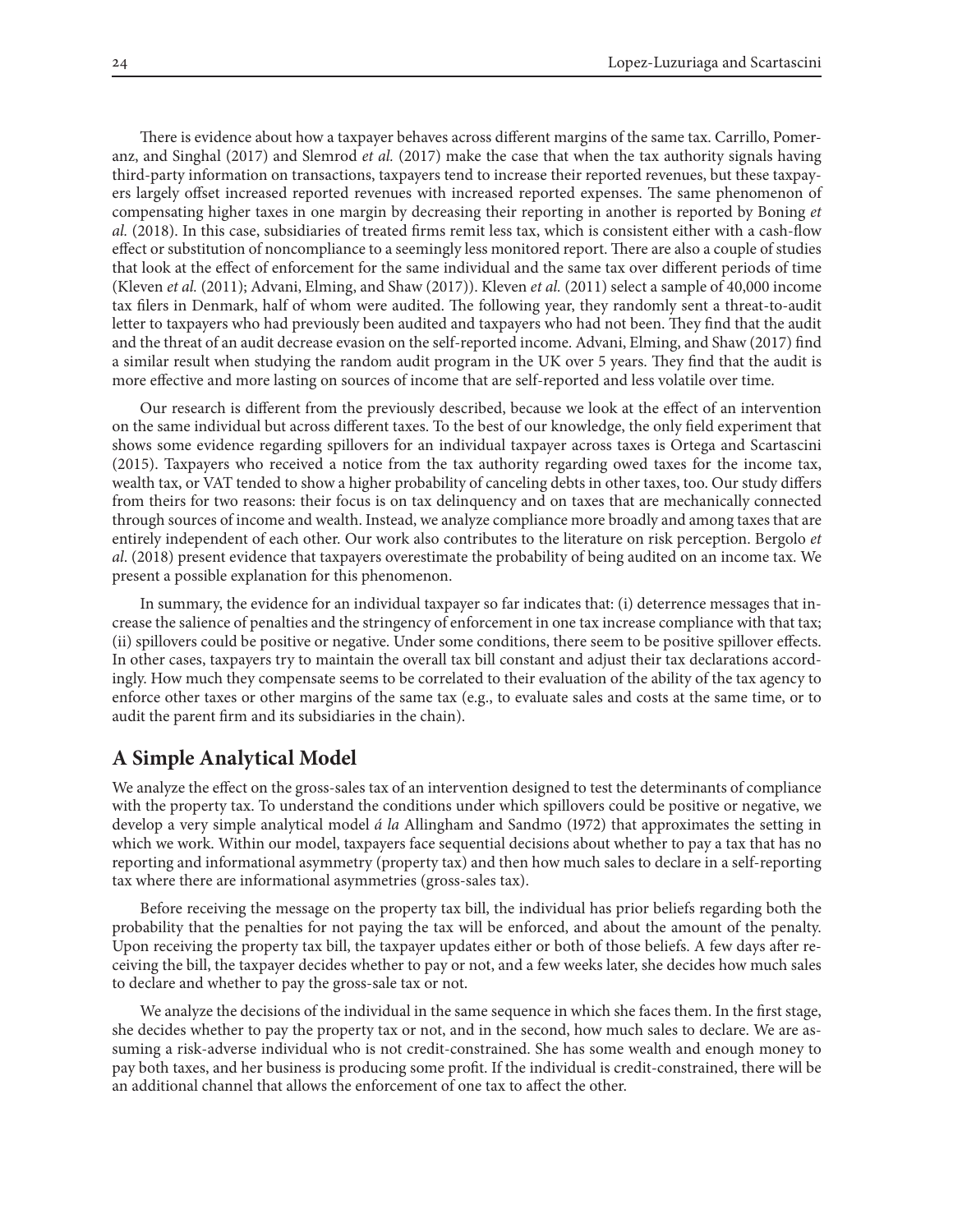There is evidence about how a taxpayer behaves across different margins of the same tax. Carrillo, Pomeranz, and Singhal (2017) and Slemrod *et al.* (2017) make the case that when the tax authority signals having third-party information on transactions, taxpayers tend to increase their reported revenues, but these taxpayers largely offset increased reported revenues with increased reported expenses. The same phenomenon of compensating higher taxes in one margin by decreasing their reporting in another is reported by Boning *et al.* (2018). In this case, subsidiaries of treated firms remit less tax, which is consistent either with a cash-flow effect or substitution of noncompliance to a seemingly less monitored report. There are also a couple of studies that look at the effect of enforcement for the same individual and the same tax over different periods of time (Kleven *et al.* (2011); Advani, Elming, and Shaw (2017)). Kleven *et al.* (2011) select a sample of 40,000 income tax filers in Denmark, half of whom were audited. The following year, they randomly sent a threat-to-audit letter to taxpayers who had previously been audited and taxpayers who had not been. They find that the audit and the threat of an audit decrease evasion on the self-reported income. Advani, Elming, and Shaw (2017) find a similar result when studying the random audit program in the UK over 5 years. They find that the audit is more effective and more lasting on sources of income that are self-reported and less volatile over time.

Our research is different from the previously described, because we look at the effect of an intervention on the same individual but across different taxes. To the best of our knowledge, the only field experiment that shows some evidence regarding spillovers for an individual taxpayer across taxes is Ortega and Scartascini (2015). Taxpayers who received a notice from the tax authority regarding owed taxes for the income tax, wealth tax, or VAT tended to show a higher probability of canceling debts in other taxes, too. Our study differs from theirs for two reasons: their focus is on tax delinquency and on taxes that are mechanically connected through sources of income and wealth. Instead, we analyze compliance more broadly and among taxes that are entirely independent of each other. Our work also contributes to the literature on risk perception. Bergolo *et al*. (2018) present evidence that taxpayers overestimate the probability of being audited on an income tax. We present a possible explanation for this phenomenon.

In summary, the evidence for an individual taxpayer so far indicates that: (i) deterrence messages that increase the salience of penalties and the stringency of enforcement in one tax increase compliance with that tax; (ii) spillovers could be positive or negative. Under some conditions, there seem to be positive spillover effects. In other cases, taxpayers try to maintain the overall tax bill constant and adjust their tax declarations accordingly. How much they compensate seems to be correlated to their evaluation of the ability of the tax agency to enforce other taxes or other margins of the same tax (e.g., to evaluate sales and costs at the same time, or to audit the parent firm and its subsidiaries in the chain).

## A Simple Analytical Model

We analyze the effect on the gross-sales tax of an intervention designed to test the determinants of compliance with the property tax. To understand the conditions under which spillovers could be positive or negative, we develop a very simple analytical model *á la* Allingham and Sandmo (1972) that approximates the setting in which we work. Within our model, taxpayers face sequential decisions about whether to pay a tax that has no reporting and informational asymmetry (property tax) and then how much sales to declare in a self-reporting tax where there are informational asymmetries (gross-sales tax).

Before receiving the message on the property tax bill, the individual has prior beliefs regarding both the probability that the penalties for not paying the tax will be enforced, and about the amount of the penalty. Upon receiving the property tax bill, the taxpayer updates either or both of those beliefs. A few days after receiving the bill, the taxpayer decides whether to pay or not, and a few weeks later, she decides how much sales to declare and whether to pay the gross-sale tax or not.

We analyze the decisions of the individual in the same sequence in which she faces them. In the first stage, she decides whether to pay the property tax or not, and in the second, how much sales to declare. We are assuming a risk-adverse individual who is not credit-constrained. She has some wealth and enough money to pay both taxes, and her business is producing some profit. If the individual is credit-constrained, there will be an additional channel that allows the enforcement of one tax to affect the other.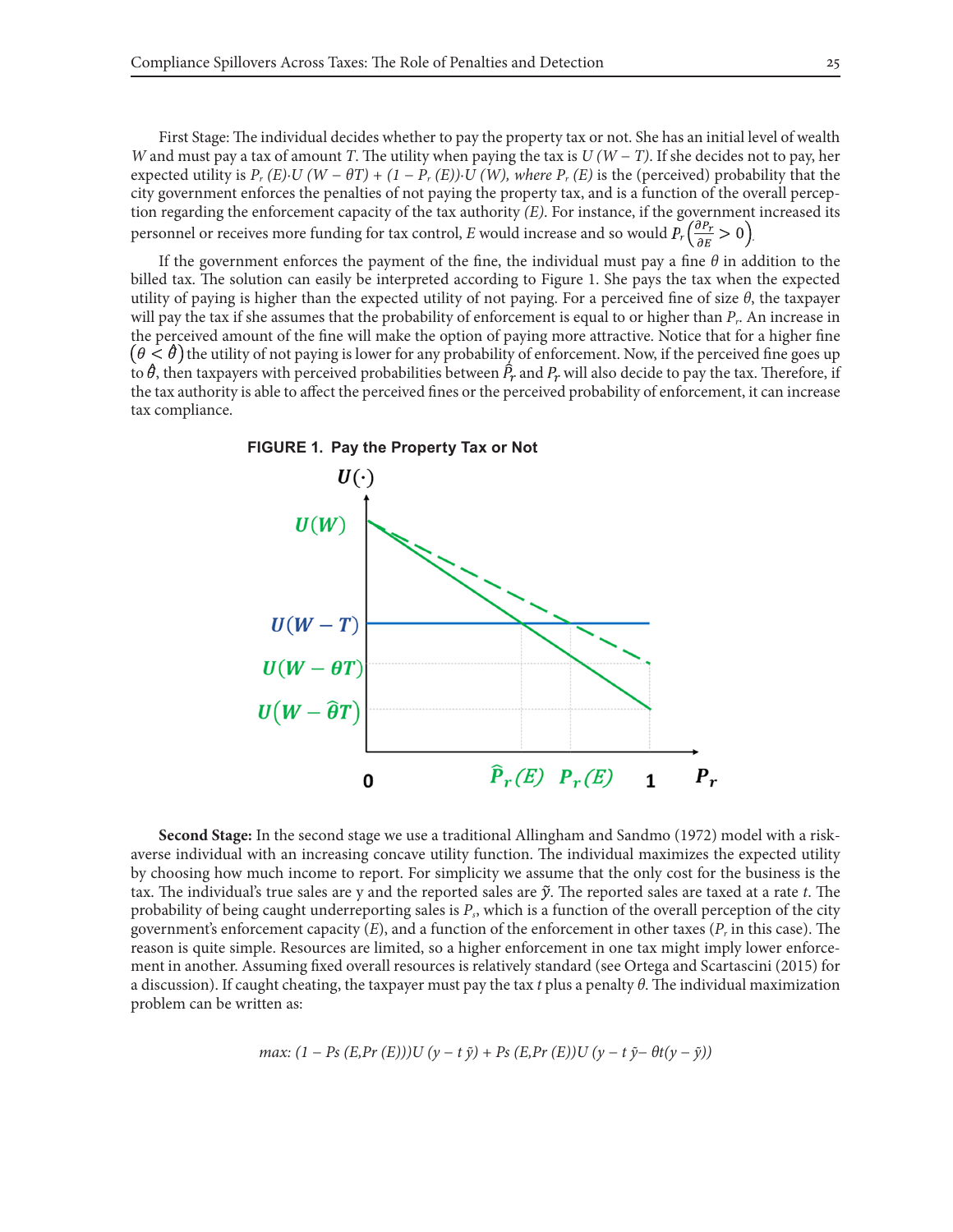First Stage: The individual decides whether to pay the property tax or not. She has an initial level of wealth $W$ and must pay a tax of amount $T$. The utility when paying the tax is $U(W - T)$. If she decides not to pay, her expected utility is $P_r(E) \cdot U(W - \theta T) + (1 - P_r(E)) \cdot U(W)$, *where* $P_r(E)$ is the (perceived) probability that the city government enforces the penalties of not paying the property tax, and is a function of the overall perception regarding the enforcement capacity of the tax authority $(E)$. For instance, if the government increased its personnel or receives more funding for tax control, $E$ would increase and so would $P_r \left(\frac{\partial P_r}{\partial E} > 0\right)$.

If the government enforces the payment of the fine, the individual must pay a fine $\theta$ in addition to the billed tax. The solution can easily be interpreted according to Figure 1. She pays the tax when the expected utility of paying is higher than the expected utility of not paying. For a perceived fine of size $\theta$, the taxpayer will pay the tax if she assumes that the probability of enforcement is equal to or higher than $P_r$. An increase in the perceived amount of the fine will make the option of paying more attractive. Notice that for a higher fine $\left(\theta < \hat{\theta}\right)$ the utility of not paying is lower for any probability of enforcement. Now, if the perceived fine goes up to $\hat{\theta}$, then taxpayers with perceived probabilities between $\hat{P}_r$ and $P_r$ will also decide to pay the tax. Therefore, if the tax authority is able to affect the perceived fines or the perceived probability of enforcement, it can increase tax compliance.

**FIGURE 1. Pay the Property Tax or Not**

**Second Stage:** In the second stage we use a traditional Allingham and Sandmo (1972) model with a risk-averse individual with an increasing concave utility function. The individual maximizes the expected utility by choosing how much income to report. For simplicity we assume that the only cost for the business is the tax. The individual's true sales are y and the reported sales are $\tilde{y}$. The reported sales are taxed at a rate $t$. The probability of being caught underreporting sales is $P_s$, which is a function of the overall perception of the city government's enforcement capacity ($E$), and a function of the enforcement in other taxes ($P_r$ in this case). The reason is quite simple. Resources are limited, so a higher enforcement in one tax might imply lower enforcement in another. Assuming fixed overall resources is relatively standard (see Ortega and Scartascini (2015) for a discussion). If caught cheating, the taxpayer must pay the tax $t$ plus a penalty $\theta$. The individual maximization problem can be written as:

$$\max: (1 - Ps(E, Pr(E)))U(y - t\,\tilde{y}) + Ps(E, Pr(E))U(y - t\,\tilde{y} - \theta t(y - \tilde{y}))$$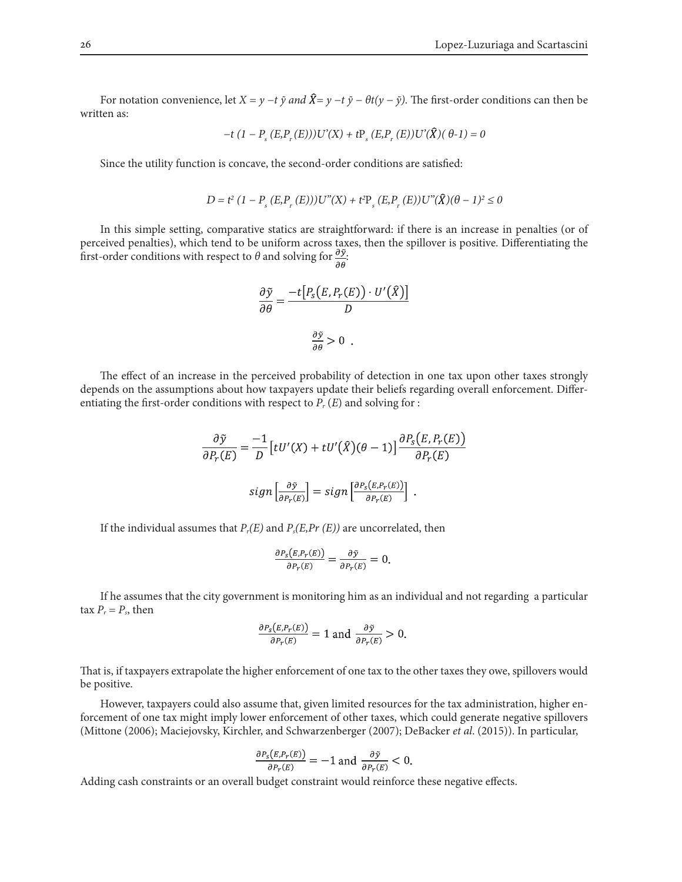For notation convenience, let $X = y - t\,\tilde{y}$ and $\hat{X} = y - t\,\tilde{y} - \theta t(y - \tilde{y})$. The first-order conditions can then be written as:

$$-t\,(1 - P_s\,(E, P_r\,(E)))U'(X) + tP_s\,(E, P_r\,(E))U'(\hat{X})(\theta - 1) = 0$$

Since the utility function is concave, the second-order conditions are satisfied:

$$D = t^2\,(1 - P_s\,(E, P_r\,(E)))U''(X) + t^2 P_s\,(E, P_r\,(E))U''(\hat{X})(\theta - 1)^2 \leq 0$$

In this simple setting, comparative statics are straightforward: if there is an increase in penalties (or of perceived penalties), which tend to be uniform across taxes, then the spillover is positive. Differentiating the first-order conditions with respect to $\theta$ and solving for $\frac{\partial \tilde{y}}{\partial \theta}$:

$$\frac{\partial \tilde{y}}{\partial \theta} = \frac{-t\left[P_s\big(E, P_r(E)\big) \cdot U'\big(\hat{X}\big)\right]}{D}$$

$$\frac{\partial \tilde{y}}{\partial \theta} > 0\ .$$

The effect of an increase in the perceived probability of detection in one tax upon other taxes strongly depends on the assumptions about how taxpayers update their beliefs regarding overall enforcement. Differentiating the first-order conditions with respect to $P_r\,(E)$ and solving for :

$$\frac{\partial \tilde{y}}{\partial P_r(E)} = \frac{-1}{D}\left[tU'(X) + tU'\big(\hat{X}\big)(\theta - 1)\right]\frac{\partial P_s\big(E, P_r(E)\big)}{\partial P_r(E)}$$

$$sign\left[\frac{\partial \tilde{y}}{\partial P_r(E)}\right] = sign\left[\frac{\partial P_s\big(E, P_r(E)\big)}{\partial P_r(E)}\right]\ .$$

If the individual assumes that $P_r(E)$ and $P_s(E, Pr\,(E))$ are uncorrelated, then

$$\frac{\partial P_s\big(E, P_r(E)\big)}{\partial P_r(E)} = \frac{\partial \tilde{y}}{\partial P_r(E)} = 0.$$

If he assumes that the city government is monitoring him as an individual and not regarding a particular tax $P_r = P_s$, then

$$\frac{\partial P_s\big(E, P_r(E)\big)}{\partial P_r(E)} = 1 \text{ and } \frac{\partial \tilde{y}}{\partial P_r(E)} > 0.$$

That is, if taxpayers extrapolate the higher enforcement of one tax to the other taxes they owe, spillovers would be positive.

However, taxpayers could also assume that, given limited resources for the tax administration, higher enforcement of one tax might imply lower enforcement of other taxes, which could generate negative spillovers (Mittone (2006); Maciejovsky, Kirchler, and Schwarzenberger (2007); DeBacker *et al*. (2015)). In particular,

$$\frac{\partial P_s\big(E, P_r(E)\big)}{\partial P_r(E)} = -1 \text{ and } \frac{\partial \tilde{y}}{\partial P_r(E)} < 0.$$

Adding cash constraints or an overall budget constraint would reinforce these negative effects.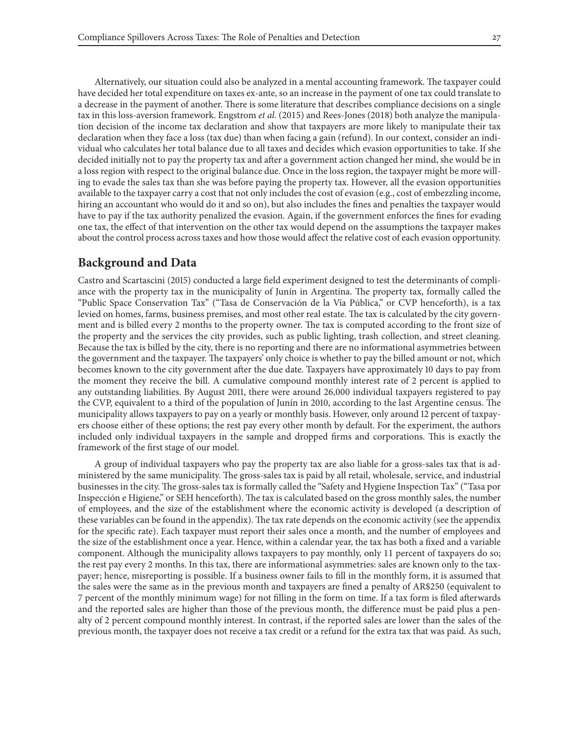Alternatively, our situation could also be analyzed in a mental accounting framework. The taxpayer could have decided her total expenditure on taxes ex-ante, so an increase in the payment of one tax could translate to a decrease in the payment of another. There is some literature that describes compliance decisions on a single tax in this loss-aversion framework. Engstrom *et al.* (2015) and Rees-Jones (2018) both analyze the manipulation decision of the income tax declaration and show that taxpayers are more likely to manipulate their tax declaration when they face a loss (tax due) than when facing a gain (refund). In our context, consider an individual who calculates her total balance due to all taxes and decides which evasion opportunities to take. If she decided initially not to pay the property tax and after a government action changed her mind, she would be in a loss region with respect to the original balance due. Once in the loss region, the taxpayer might be more willing to evade the sales tax than she was before paying the property tax. However, all the evasion opportunities available to the taxpayer carry a cost that not only includes the cost of evasion (e.g., cost of embezzling income, hiring an accountant who would do it and so on), but also includes the fines and penalties the taxpayer would have to pay if the tax authority penalized the evasion. Again, if the government enforces the fines for evading one tax, the effect of that intervention on the other tax would depend on the assumptions the taxpayer makes about the control process across taxes and how those would affect the relative cost of each evasion opportunity.

## Background and Data

Castro and Scartascini (2015) conducted a large field experiment designed to test the determinants of compliance with the property tax in the municipality of Junín in Argentina. The property tax, formally called the "Public Space Conservation Tax" ("Tasa de Conservación de la Vía Pública," or CVP henceforth), is a tax levied on homes, farms, business premises, and most other real estate. The tax is calculated by the city government and is billed every 2 months to the property owner. The tax is computed according to the front size of the property and the services the city provides, such as public lighting, trash collection, and street cleaning. Because the tax is billed by the city, there is no reporting and there are no informational asymmetries between the government and the taxpayer. The taxpayers' only choice is whether to pay the billed amount or not, which becomes known to the city government after the due date. Taxpayers have approximately 10 days to pay from the moment they receive the bill. A cumulative compound monthly interest rate of 2 percent is applied to any outstanding liabilities. By August 2011, there were around 26,000 individual taxpayers registered to pay the CVP, equivalent to a third of the population of Junín in 2010, according to the last Argentine census. The municipality allows taxpayers to pay on a yearly or monthly basis. However, only around 12 percent of taxpayers choose either of these options; the rest pay every other month by default. For the experiment, the authors included only individual taxpayers in the sample and dropped firms and corporations. This is exactly the framework of the first stage of our model.

A group of individual taxpayers who pay the property tax are also liable for a gross-sales tax that is administered by the same municipality. The gross-sales tax is paid by all retail, wholesale, service, and industrial businesses in the city. The gross-sales tax is formally called the "Safety and Hygiene Inspection Tax" ("Tasa por Inspección e Higiene," or SEH henceforth). The tax is calculated based on the gross monthly sales, the number of employees, and the size of the establishment where the economic activity is developed (a description of these variables can be found in the appendix). The tax rate depends on the economic activity (see the appendix for the specific rate). Each taxpayer must report their sales once a month, and the number of employees and the size of the establishment once a year. Hence, within a calendar year, the tax has both a fixed and a variable component. Although the municipality allows taxpayers to pay monthly, only 11 percent of taxpayers do so; the rest pay every 2 months. In this tax, there are informational asymmetries: sales are known only to the taxpayer; hence, misreporting is possible. If a business owner fails to fill in the monthly form, it is assumed that the sales were the same as in the previous month and taxpayers are fined a penalty of AR$250 (equivalent to 7 percent of the monthly minimum wage) for not filling in the form on time. If a tax form is filed afterwards and the reported sales are higher than those of the previous month, the difference must be paid plus a penalty of 2 percent compound monthly interest. In contrast, if the reported sales are lower than the sales of the previous month, the taxpayer does not receive a tax credit or a refund for the extra tax that was paid. As such,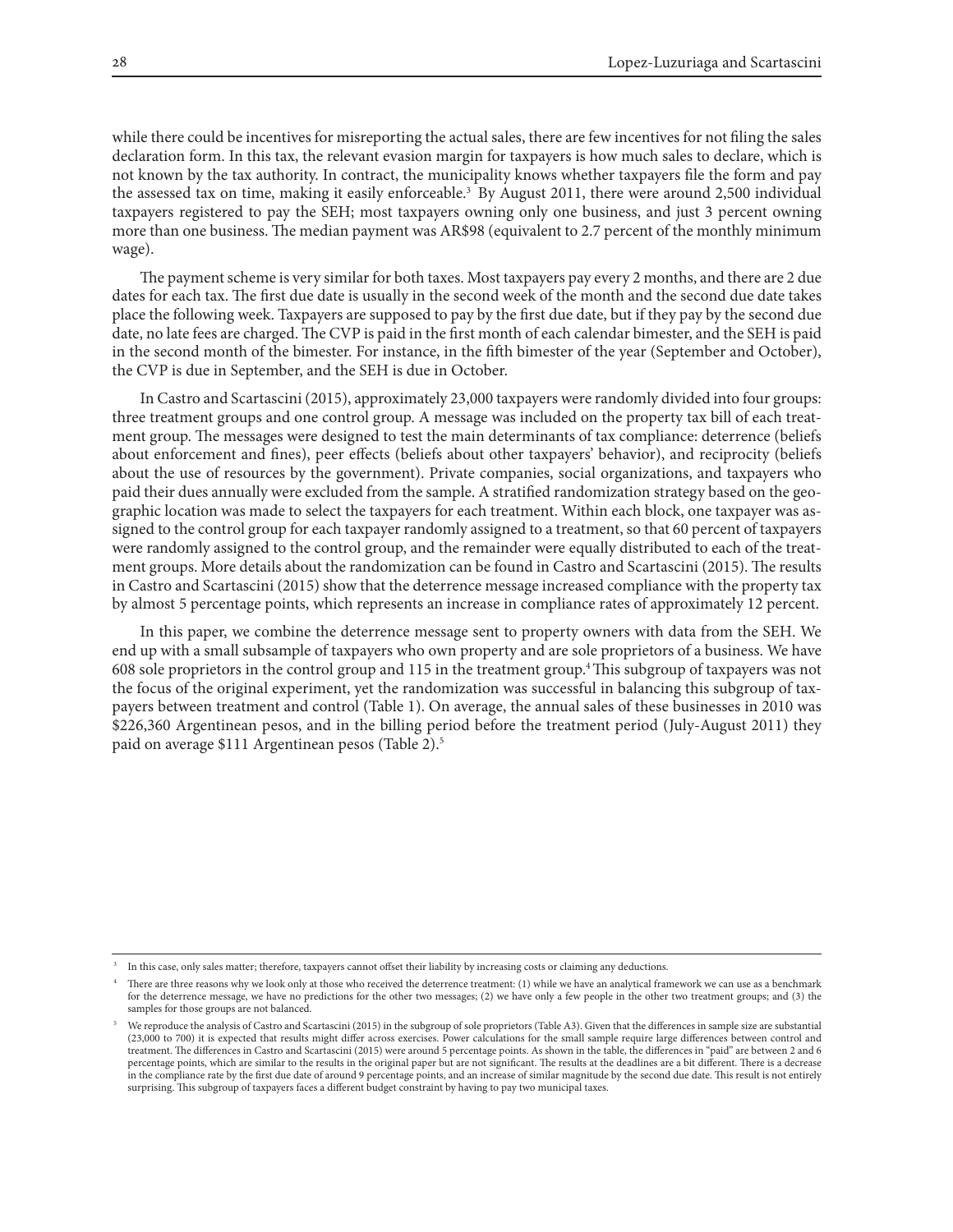while there could be incentives for misreporting the actual sales, there are few incentives for not filing the sales declaration form. In this tax, the relevant evasion margin for taxpayers is how much sales to declare, which is not known by the tax authority. In contract, the municipality knows whether taxpayers file the form and pay the assessed tax on time, making it easily enforceable.[3] By August 2011, there were around 2,500 individual taxpayers registered to pay the SEH; most taxpayers owning only one business, and just 3 percent owning more than one business. The median payment was AR$98 (equivalent to 2.7 percent of the monthly minimum wage).

The payment scheme is very similar for both taxes. Most taxpayers pay every 2 months, and there are 2 due dates for each tax. The first due date is usually in the second week of the month and the second due date takes place the following week. Taxpayers are supposed to pay by the first due date, but if they pay by the second due date, no late fees are charged. The CVP is paid in the first month of each calendar bimester, and the SEH is paid in the second month of the bimester. For instance, in the fifth bimester of the year (September and October), the CVP is due in September, and the SEH is due in October.

In Castro and Scartascini (2015), approximately 23,000 taxpayers were randomly divided into four groups: three treatment groups and one control group. A message was included on the property tax bill of each treatment group. The messages were designed to test the main determinants of tax compliance: deterrence (beliefs about enforcement and fines), peer effects (beliefs about other taxpayers' behavior), and reciprocity (beliefs about the use of resources by the government). Private companies, social organizations, and taxpayers who paid their dues annually were excluded from the sample. A stratified randomization strategy based on the geographic location was made to select the taxpayers for each treatment. Within each block, one taxpayer was assigned to the control group for each taxpayer randomly assigned to a treatment, so that 60 percent of taxpayers were randomly assigned to the control group, and the remainder were equally distributed to each of the treatment groups. More details about the randomization can be found in Castro and Scartascini (2015). The results in Castro and Scartascini (2015) show that the deterrence message increased compliance with the property tax by almost 5 percentage points, which represents an increase in compliance rates of approximately 12 percent.

In this paper, we combine the deterrence message sent to property owners with data from the SEH. We end up with a small subsample of taxpayers who own property and are sole proprietors of a business. We have 608 sole proprietors in the control group and 115 in the treatment group.[4] This subgroup of taxpayers was not the focus of the original experiment, yet the randomization was successful in balancing this subgroup of taxpayers between treatment and control (Table 1). On average, the annual sales of these businesses in 2010 was \$226,360 Argentinean pesos, and in the billing period before the treatment period (July-August 2011) they paid on average \$111 Argentinean pesos (Table 2).[5]

---

[3] In this case, only sales matter; therefore, taxpayers cannot offset their liability by increasing costs or claiming any deductions.

[4] There are three reasons why we look only at those who received the deterrence treatment: (1) while we have an analytical framework we can use as a benchmark for the deterrence message, we have no predictions for the other two messages; (2) we have only a few people in the other two treatment groups; and (3) the samples for those groups are not balanced.

[5] We reproduce the analysis of Castro and Scartascini (2015) in the subgroup of sole proprietors (Table A3). Given that the differences in sample size are substantial (23,000 to 700) it is expected that results might differ across exercises. Power calculations for the small sample require large differences between control and treatment. The differences in Castro and Scartascini (2015) were around 5 percentage points. As shown in the table, the differences in "paid" are between 2 and 6 percentage points, which are similar to the results in the original paper but are not significant. The results at the deadlines are a bit different. There is a decrease in the compliance rate by the first due date of around 9 percentage points, and an increase of similar magnitude by the second due date. This result is not entirely surprising. This subgroup of taxpayers faces a different budget constraint by having to pay two municipal taxes.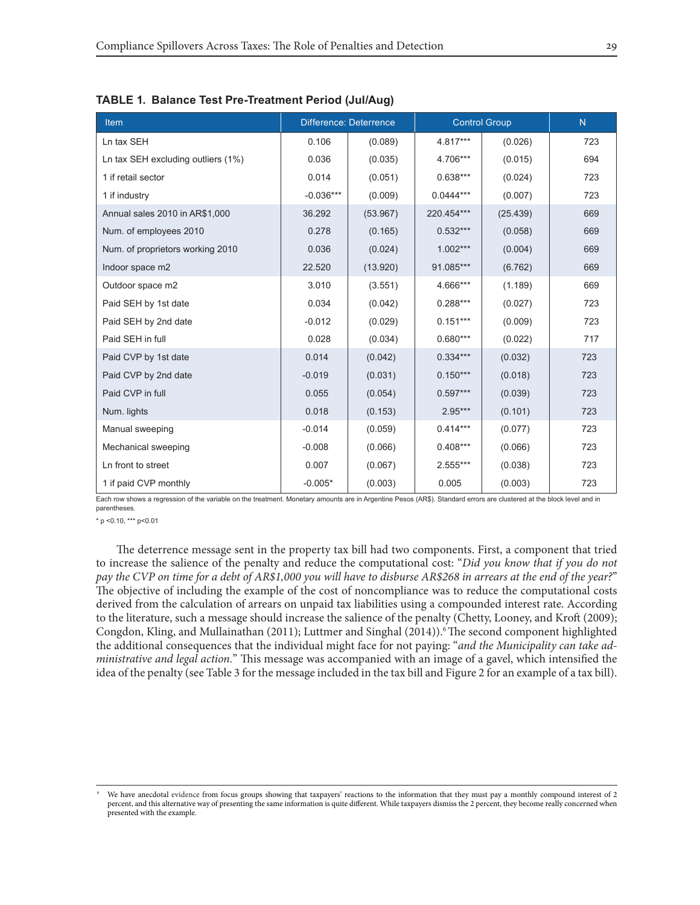**TABLE 1. Balance Test Pre-Treatment Period (Jul/Aug)**

| Item | Difference: Deterrence | | Control Group | | N |
|---|---|---|---|---|---|
| Ln tax SEH | 0.106 | (0.089) | 4.817*** | (0.026) | 723 |
| Ln tax SEH excluding outliers (1%) | 0.036 | (0.035) | 4.706*** | (0.015) | 694 |
| 1 if retail sector | 0.014 | (0.051) | 0.638*** | (0.024) | 723 |
| 1 if industry | -0.036*** | (0.009) | 0.0444*** | (0.007) | 723 |
| Annual sales 2010 in AR$1,000 | 36.292 | (53.967) | 220.454*** | (25.439) | 669 |
| Num. of employees 2010 | 0.278 | (0.165) | 0.532*** | (0.058) | 669 |
| Num. of proprietors working 2010 | 0.036 | (0.024) | 1.002*** | (0.004) | 669 |
| Indoor space m2 | 22.520 | (13.920) | 91.085*** | (6.762) | 669 |
| Outdoor space m2 | 3.010 | (3.551) | 4.666*** | (1.189) | 669 |
| Paid SEH by 1st date | 0.034 | (0.042) | 0.288*** | (0.027) | 723 |
| Paid SEH by 2nd date | -0.012 | (0.029) | 0.151*** | (0.009) | 723 |
| Paid SEH in full | 0.028 | (0.034) | 0.680*** | (0.022) | 717 |
| Paid CVP by 1st date | 0.014 | (0.042) | 0.334*** | (0.032) | 723 |
| Paid CVP by 2nd date | -0.019 | (0.031) | 0.150*** | (0.018) | 723 |
| Paid CVP in full | 0.055 | (0.054) | 0.597*** | (0.039) | 723 |
| Num. lights | 0.018 | (0.153) | 2.95*** | (0.101) | 723 |
| Manual sweeping | -0.014 | (0.059) | 0.414*** | (0.077) | 723 |
| Mechanical sweeping | -0.008 | (0.066) | 0.408*** | (0.066) | 723 |
| Ln front to street | 0.007 | (0.067) | 2.555*** | (0.038) | 723 |
| 1 if paid CVP monthly | -0.005* | (0.003) | 0.005 | (0.003) | 723 |

Each row shows a regression of the variable on the treatment. Monetary amounts are in Argentine Pesos (AR$). Standard errors are clustered at the block level and in parentheses.

* p <0.10, *** p<0.01

The deterrence message sent in the property tax bill had two components. First, a component that tried to increase the salience of the penalty and reduce the computational cost: "*Did you know that if you do not pay the CVP on time for a debt of AR$1,000 you will have to disburse AR$268 in arrears at the end of the year?*" The objective of including the example of the cost of noncompliance was to reduce the computational costs derived from the calculation of arrears on unpaid tax liabilities using a compounded interest rate. According to the literature, such a message should increase the salience of the penalty (Chetty, Looney, and Kroft (2009); Congdon, Kling, and Mullainathan (2011); Luttmer and Singhal (2014)).[6] The second component highlighted the additional consequences that the individual might face for not paying: "*and the Municipality can take administrative and legal action.*" This message was accompanied with an image of a gavel, which intensified the idea of the penalty (see Table 3 for the message included in the tax bill and Figure 2 for an example of a tax bill).

[6] We have anecdotal evidence from focus groups showing that taxpayers' reactions to the information that they must pay a monthly compound interest of 2 percent, and this alternative way of presenting the same information is quite different. While taxpayers dismiss the 2 percent, they become really concerned when presented with the example.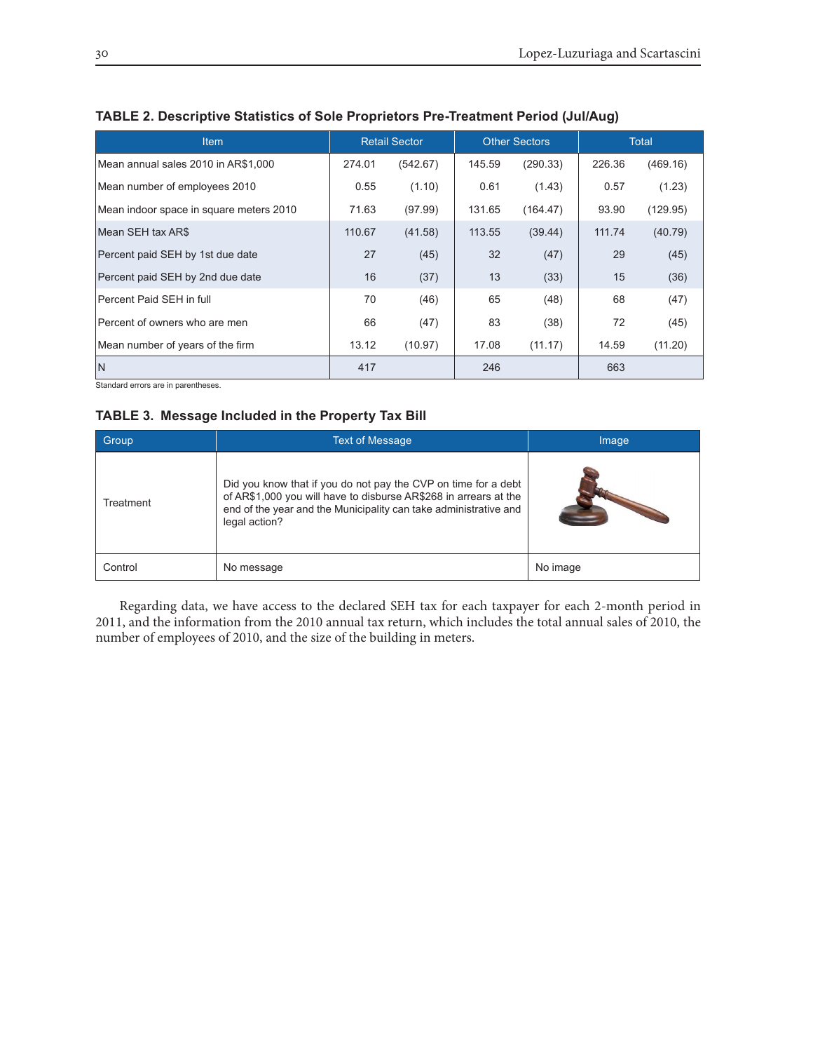**TABLE 2. Descriptive Statistics of Sole Proprietors Pre-Treatment Period (Jul/Aug)**

| Item | Retail Sector | | Other Sectors | | Total | |
|---|---|---|---|---|---|---|
| Mean annual sales 2010 in AR$1,000 | 274.01 | (542.67) | 145.59 | (290.33) | 226.36 | (469.16) |
| Mean number of employees 2010 | 0.55 | (1.10) | 0.61 | (1.43) | 0.57 | (1.23) |
| Mean indoor space in square meters 2010 | 71.63 | (97.99) | 131.65 | (164.47) | 93.90 | (129.95) |
| Mean SEH tax AR$ | 110.67 | (41.58) | 113.55 | (39.44) | 111.74 | (40.79) |
| Percent paid SEH by 1st due date | 27 | (45) | 32 | (47) | 29 | (45) |
| Percent paid SEH by 2nd due date | 16 | (37) | 13 | (33) | 15 | (36) |
| Percent Paid SEH in full | 70 | (46) | 65 | (48) | 68 | (47) |
| Percent of owners who are men | 66 | (47) | 83 | (38) | 72 | (45) |
| Mean number of years of the firm | 13.12 | (10.97) | 17.08 | (11.17) | 14.59 | (11.20) |
| N | 417 | | 246 | | 663 | |

Standard errors are in parentheses.

**TABLE 3. Message Included in the Property Tax Bill**

| Group | Text of Message | Image |
|---|---|---|
| Treatment | Did you know that if you do not pay the CVP on time for a debt of AR$1,000 you will have to disburse AR$268 in arrears at the end of the year and the Municipality can take administrative and legal action? | |
| Control | No message | No image |

Regarding data, we have access to the declared SEH tax for each taxpayer for each 2-month period in 2011, and the information from the 2010 annual tax return, which includes the total annual sales of 2010, the number of employees of 2010, and the size of the building in meters.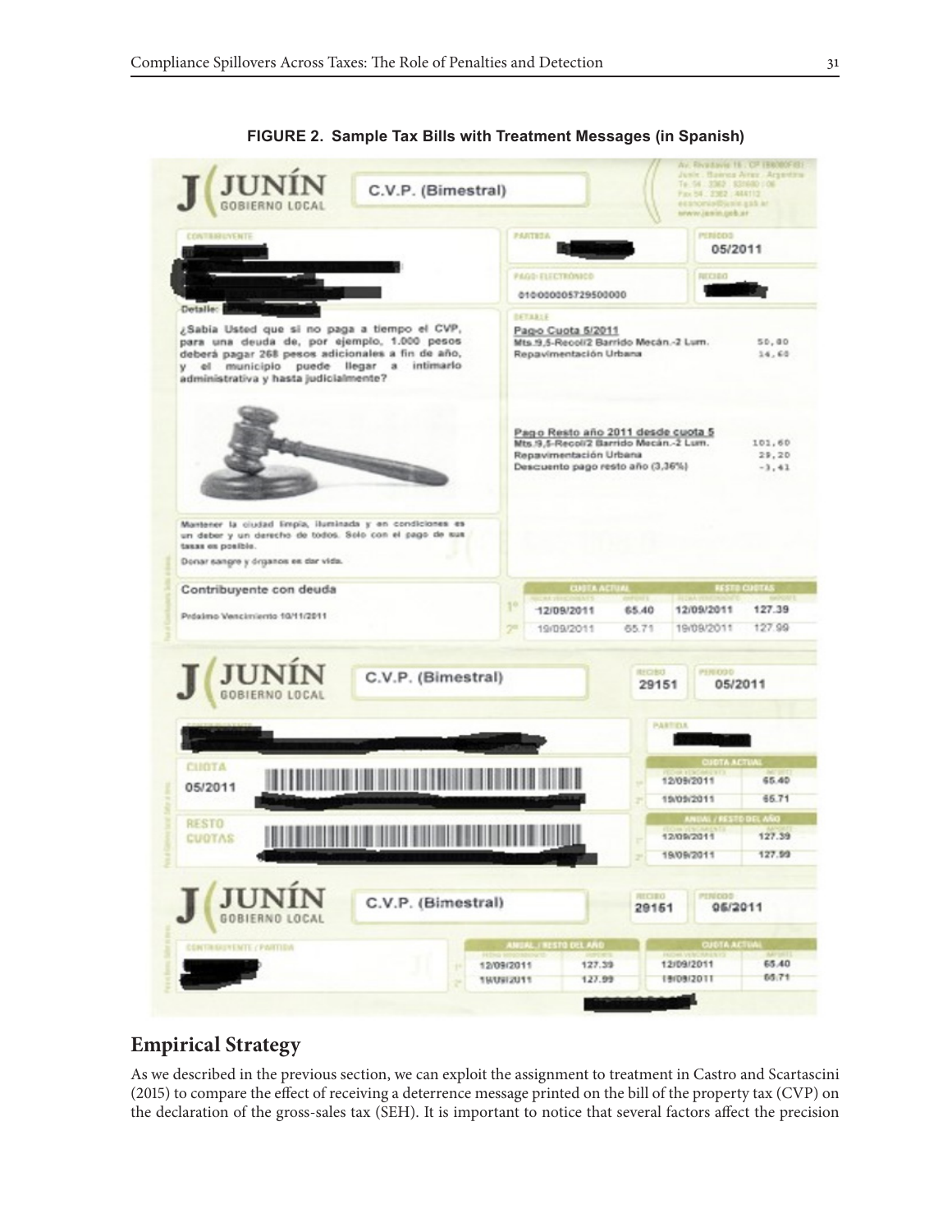**FIGURE 2. Sample Tax Bills with Treatment Messages (in Spanish)**

## Empirical Strategy

As we described in the previous section, we can exploit the assignment to treatment in Castro and Scartascini (2015) to compare the effect of receiving a deterrence message printed on the bill of the property tax (CVP) on the declaration of the gross-sales tax (SEH). It is important to notice that several factors affect the precision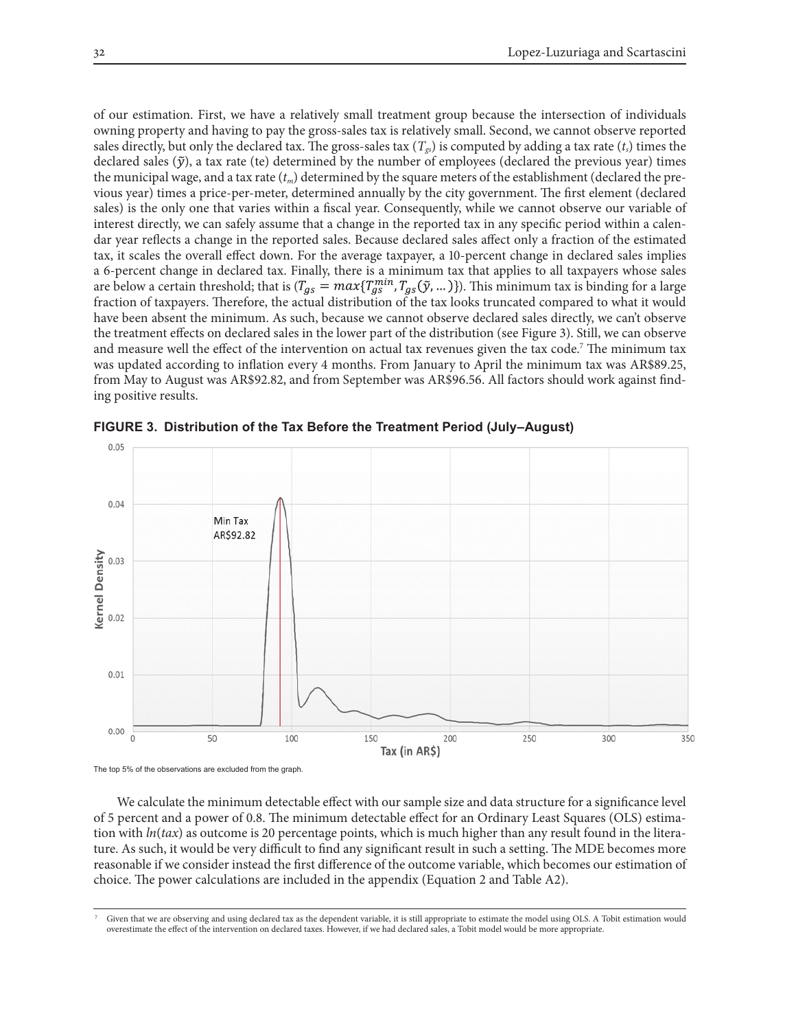of our estimation. First, we have a relatively small treatment group because the intersection of individuals owning property and having to pay the gross-sales tax is relatively small. Second, we cannot observe reported sales directly, but only the declared tax. The gross-sales tax ($T_{gs}$) is computed by adding a tax rate ($t_s$) times the declared sales ($\tilde{y}$), a tax rate (te) determined by the number of employees (declared the previous year) times the municipal wage, and a tax rate ($t_m$) determined by the square meters of the establishment (declared the previous year) times a price-per-meter, determined annually by the city government. The first element (declared sales) is the only one that varies within a fiscal year. Consequently, while we cannot observe our variable of interest directly, we can safely assume that a change in the reported tax in any specific period within a calendar year reflects a change in the reported sales. Because declared sales affect only a fraction of the estimated tax, it scales the overall effect down. For the average taxpayer, a 10-percent change in declared sales implies a 6-percent change in declared tax. Finally, there is a minimum tax that applies to all taxpayers whose sales are below a certain threshold; that is ($T_{gs} = max\{T_{gs}^{min}, T_{gs}(\tilde{y}, \ldots)\}$). This minimum tax is binding for a large fraction of taxpayers. Therefore, the actual distribution of the tax looks truncated compared to what it would have been absent the minimum. As such, because we cannot observe declared sales directly, we can't observe the treatment effects on declared sales in the lower part of the distribution (see Figure 3). Still, we can observe and measure well the effect of the intervention on actual tax revenues given the tax code.[7] The minimum tax was updated according to inflation every 4 months. From January to April the minimum tax was AR$89.25, from May to August was AR$92.82, and from September was AR$96.56. All factors should work against finding positive results.

**FIGURE 3. Distribution of the Tax Before the Treatment Period (July–August)**

The top 5% of the observations are excluded from the graph.

We calculate the minimum detectable effect with our sample size and data structure for a significance level of 5 percent and a power of 0.8. The minimum detectable effect for an Ordinary Least Squares (OLS) estimation with *ln*(*tax*) as outcome is 20 percentage points, which is much higher than any result found in the literature. As such, it would be very difficult to find any significant result in such a setting. The MDE becomes more reasonable if we consider instead the first difference of the outcome variable, which becomes our estimation of choice. The power calculations are included in the appendix (Equation 2 and Table A2).

[7] Given that we are observing and using declared tax as the dependent variable, it is still appropriate to estimate the model using OLS. A Tobit estimation would overestimate the effect of the intervention on declared taxes. However, if we had declared sales, a Tobit model would be more appropriate.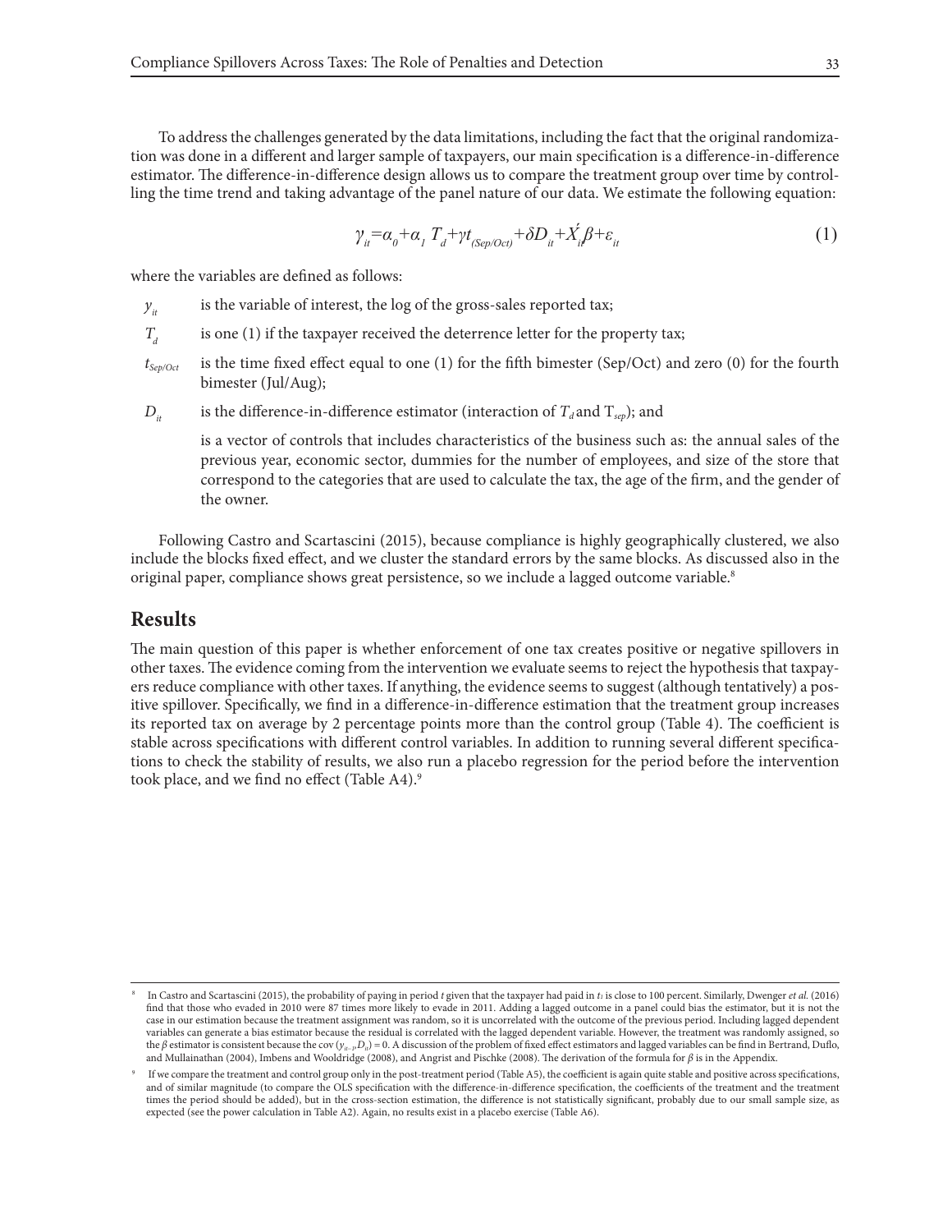To address the challenges generated by the data limitations, including the fact that the original randomization was done in a different and larger sample of taxpayers, our main specification is a difference-in-difference estimator. The difference-in-difference design allows us to compare the treatment group over time by controlling the time trend and taking advantage of the panel nature of our data. We estimate the following equation:

$$\gamma_{it}=\alpha_0+\alpha_1 T_d+\gamma t_{(Sep/Oct)}+\delta D_{it}+\acute{X}_{i}\beta+\varepsilon_{it} \quad (1)$$

where the variables are defined as follows:

- $y_{it}$ is the variable of interest, the log of the gross-sales reported tax;
- $T_d$ is one (1) if the taxpayer received the deterrence letter for the property tax;
- $t_{Sep/Oct}$ is the time fixed effect equal to one (1) for the fifth bimester (Sep/Oct) and zero (0) for the fourth bimester (Jul/Aug);
- $D_{it}$ is the difference-in-difference estimator (interaction of $T_d$ and $T_{sep}$); and

  is a vector of controls that includes characteristics of the business such as: the annual sales of the previous year, economic sector, dummies for the number of employees, and size of the store that correspond to the categories that are used to calculate the tax, the age of the firm, and the gender of the owner.

Following Castro and Scartascini (2015), because compliance is highly geographically clustered, we also include the blocks fixed effect, and we cluster the standard errors by the same blocks. As discussed also in the original paper, compliance shows great persistence, so we include a lagged outcome variable.[8]

## Results

The main question of this paper is whether enforcement of one tax creates positive or negative spillovers in other taxes. The evidence coming from the intervention we evaluate seems to reject the hypothesis that taxpayers reduce compliance with other taxes. If anything, the evidence seems to suggest (although tentatively) a positive spillover. Specifically, we find in a difference-in-difference estimation that the treatment group increases its reported tax on average by 2 percentage points more than the control group (Table 4). The coefficient is stable across specifications with different control variables. In addition to running several different specifications to check the stability of results, we also run a placebo regression for the period before the intervention took place, and we find no effect (Table A4).[9]

---

[8] In Castro and Scartascini (2015), the probability of paying in period $t$ given that the taxpayer had paid in $t_1$ is close to 100 percent. Similarly, Dwenger *et al.* (2016) find that those who evaded in 2010 were 87 times more likely to evade in 2011. Adding a lagged outcome in a panel could bias the estimator, but it is not the case in our estimation because the treatment assignment was random, so it is uncorrelated with the outcome of the previous period. Including lagged dependent variables can generate a bias estimator because the residual is correlated with the lagged dependent variable. However, the treatment was randomly assigned, so the $\beta$ estimator is consistent because the cov $(y_{it-1}, D_{it}) = 0$. A discussion of the problem of fixed effect estimators and lagged variables can be find in Bertrand, Duflo, and Mullainathan (2004), Imbens and Wooldridge (2008), and Angrist and Pischke (2008). The derivation of the formula for $\beta$ is in the Appendix.

[9] If we compare the treatment and control group only in the post-treatment period (Table A5), the coefficient is again quite stable and positive across specifications, and of similar magnitude (to compare the OLS specification with the difference-in-difference specification, the coefficients of the treatment and the treatment times the period should be added), but in the cross-section estimation, the difference is not statistically significant, probably due to our small sample size, as expected (see the power calculation in Table A2). Again, no results exist in a placebo exercise (Table A6).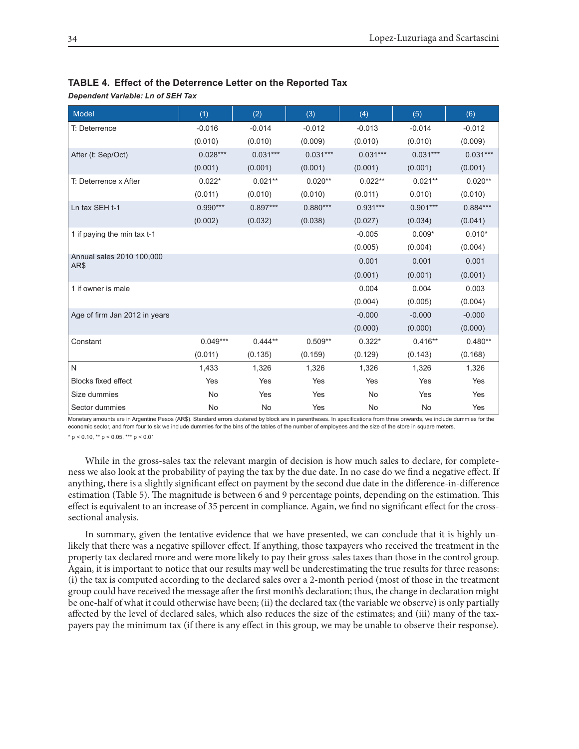**TABLE 4. Effect of the Deterrence Letter on the Reported Tax**

***Dependent Variable: Ln of SEH Tax***

| Model | (1) | (2) | (3) | (4) | (5) | (6) |
|---|---|---|---|---|---|---|
| T: Deterrence | -0.016 | -0.014 | -0.012 | -0.013 | -0.014 | -0.012 |
| | (0.010) | (0.010) | (0.009) | (0.010) | (0.010) | (0.009) |
| After (t: Sep/Oct) | 0.028*** | 0.031*** | 0.031*** | 0.031*** | 0.031*** | 0.031*** |
| | (0.001) | (0.001) | (0.001) | (0.001) | (0.001) | (0.001) |
| T: Deterrence x After | 0.022* | 0.021** | 0.020** | 0.022** | 0.021** | 0.020** |
| | (0.011) | (0.010) | (0.010) | (0.011) | 0.010) | (0.010) |
| Ln tax SEH t-1 | 0.990*** | 0.897*** | 0.880*** | 0.931*** | 0.901*** | 0.884*** |
| | (0.002) | (0.032) | (0.038) | (0.027) | (0.034) | (0.041) |
| 1 if paying the min tax t-1 | | | | -0.005 | 0.009* | 0.010* |
| | | | | (0.005) | (0.004) | (0.004) |
| Annual sales 2010 100,000 AR$ | | | | 0.001 | 0.001 | 0.001 |
| | | | | (0.001) | (0.001) | (0.001) |
| 1 if owner is male | | | | 0.004 | 0.004 | 0.003 |
| | | | | (0.004) | (0.005) | (0.004) |
| Age of firm Jan 2012 in years | | | | -0.000 | -0.000 | -0.000 |
| | | | | (0.000) | (0.000) | (0.000) |
| Constant | 0.049*** | 0.444** | 0.509** | 0.322* | 0.416** | 0.480** |
| | (0.011) | (0.135) | (0.159) | (0.129) | (0.143) | (0.168) |
| N | 1,433 | 1,326 | 1,326 | 1,326 | 1,326 | 1,326 |
| Blocks fixed effect | Yes | Yes | Yes | Yes | Yes | Yes |
| Size dummies | No | Yes | Yes | No | Yes | Yes |
| Sector dummies | No | No | Yes | No | No | Yes |

Monetary amounts are in Argentine Pesos (AR$). Standard errors clustered by block are in parentheses. In specifications from three onwards, we include dummies for the economic sector, and from four to six we include dummies for the bins of the tables of the number of employees and the size of the store in square meters.

* $p < 0.10$, ** $p < 0.05$, *** $p < 0.01$

While in the gross-sales tax the relevant margin of decision is how much sales to declare, for completeness we also look at the probability of paying the tax by the due date. In no case do we find a negative effect. If anything, there is a slightly significant effect on payment by the second due date in the difference-in-difference estimation (Table 5). The magnitude is between 6 and 9 percentage points, depending on the estimation. This effect is equivalent to an increase of 35 percent in compliance. Again, we find no significant effect for the cross-sectional analysis.

In summary, given the tentative evidence that we have presented, we can conclude that it is highly unlikely that there was a negative spillover effect. If anything, those taxpayers who received the treatment in the property tax declared more and were more likely to pay their gross-sales taxes than those in the control group. Again, it is important to notice that our results may well be underestimating the true results for three reasons: (i) the tax is computed according to the declared sales over a 2-month period (most of those in the treatment group could have received the message after the first month's declaration; thus, the change in declaration might be one-half of what it could otherwise have been; (ii) the declared tax (the variable we observe) is only partially affected by the level of declared sales, which also reduces the size of the estimates; and (iii) many of the taxpayers pay the minimum tax (if there is any effect in this group, we may be unable to observe their response).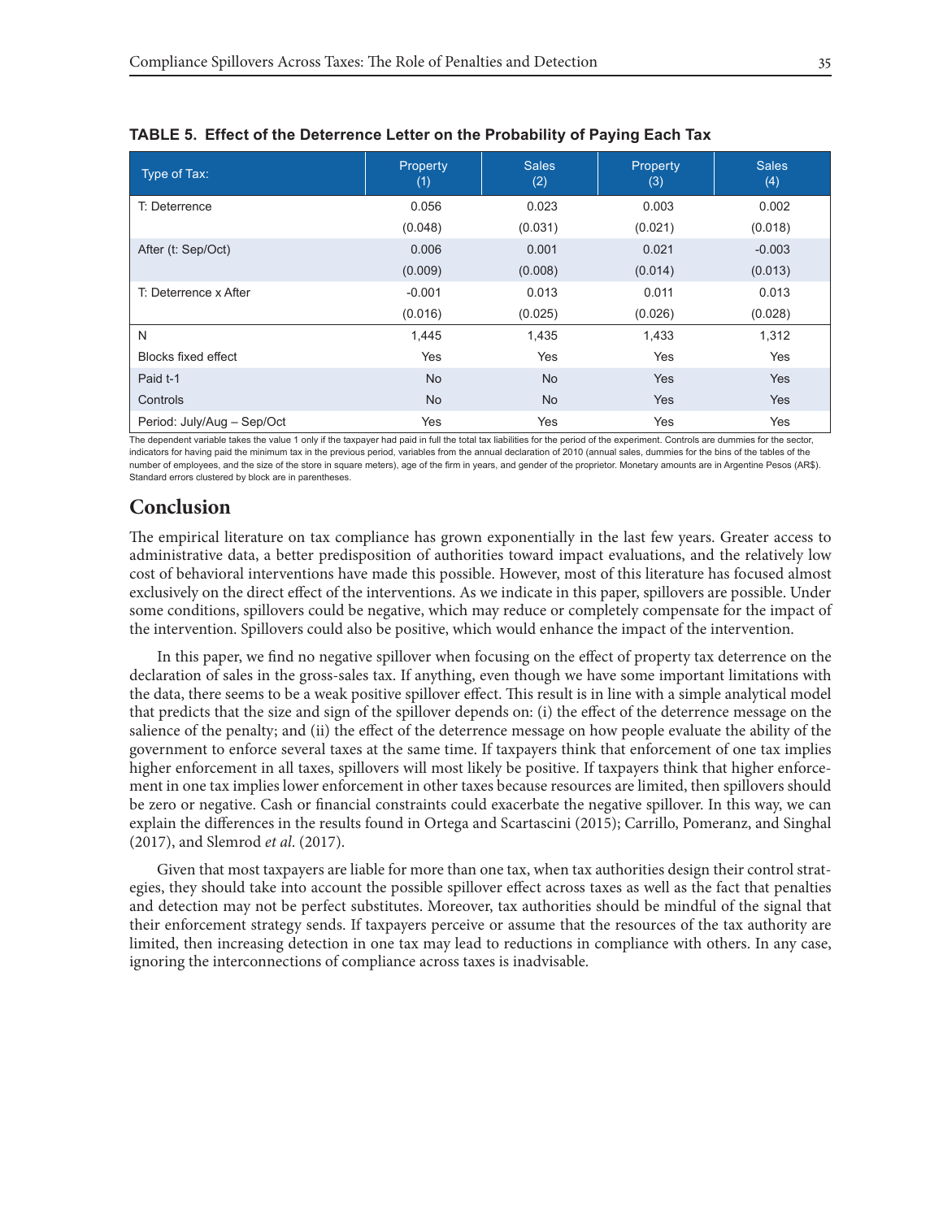**TABLE 5. Effect of the Deterrence Letter on the Probability of Paying Each Tax**

| Type of Tax: | Property (1) | Sales (2) | Property (3) | Sales (4) |
|---|---|---|---|---|
| T: Deterrence | 0.056 | 0.023 | 0.003 | 0.002 |
| | (0.048) | (0.031) | (0.021) | (0.018) |
| After (t: Sep/Oct) | 0.006 | 0.001 | 0.021 | -0.003 |
| | (0.009) | (0.008) | (0.014) | (0.013) |
| T: Deterrence x After | -0.001 | 0.013 | 0.011 | 0.013 |
| | (0.016) | (0.025) | (0.026) | (0.028) |
| N | 1,445 | 1,435 | 1,433 | 1,312 |
| Blocks fixed effect | Yes | Yes | Yes | Yes |
| Paid t-1 | No | No | Yes | Yes |
| Controls | No | No | Yes | Yes |
| Period: July/Aug – Sep/Oct | Yes | Yes | Yes | Yes |

The dependent variable takes the value 1 only if the taxpayer had paid in full the total tax liabilities for the period of the experiment. Controls are dummies for the sector, indicators for having paid the minimum tax in the previous period, variables from the annual declaration of 2010 (annual sales, dummies for the bins of the tables of the number of employees, and the size of the store in square meters), age of the firm in years, and gender of the proprietor. Monetary amounts are in Argentine Pesos (AR$). Standard errors clustered by block are in parentheses.

## Conclusion

The empirical literature on tax compliance has grown exponentially in the last few years. Greater access to administrative data, a better predisposition of authorities toward impact evaluations, and the relatively low cost of behavioral interventions have made this possible. However, most of this literature has focused almost exclusively on the direct effect of the interventions. As we indicate in this paper, spillovers are possible. Under some conditions, spillovers could be negative, which may reduce or completely compensate for the impact of the intervention. Spillovers could also be positive, which would enhance the impact of the intervention.

In this paper, we find no negative spillover when focusing on the effect of property tax deterrence on the declaration of sales in the gross-sales tax. If anything, even though we have some important limitations with the data, there seems to be a weak positive spillover effect. This result is in line with a simple analytical model that predicts that the size and sign of the spillover depends on: (i) the effect of the deterrence message on the salience of the penalty; and (ii) the effect of the deterrence message on how people evaluate the ability of the government to enforce several taxes at the same time. If taxpayers think that enforcement of one tax implies higher enforcement in all taxes, spillovers will most likely be positive. If taxpayers think that higher enforcement in one tax implies lower enforcement in other taxes because resources are limited, then spillovers should be zero or negative. Cash or financial constraints could exacerbate the negative spillover. In this way, we can explain the differences in the results found in Ortega and Scartascini (2015); Carrillo, Pomeranz, and Singhal (2017), and Slemrod *et al*. (2017).

Given that most taxpayers are liable for more than one tax, when tax authorities design their control strategies, they should take into account the possible spillover effect across taxes as well as the fact that penalties and detection may not be perfect substitutes. Moreover, tax authorities should be mindful of the signal that their enforcement strategy sends. If taxpayers perceive or assume that the resources of the tax authority are limited, then increasing detection in one tax may lead to reductions in compliance with others. In any case, ignoring the interconnections of compliance across taxes is inadvisable.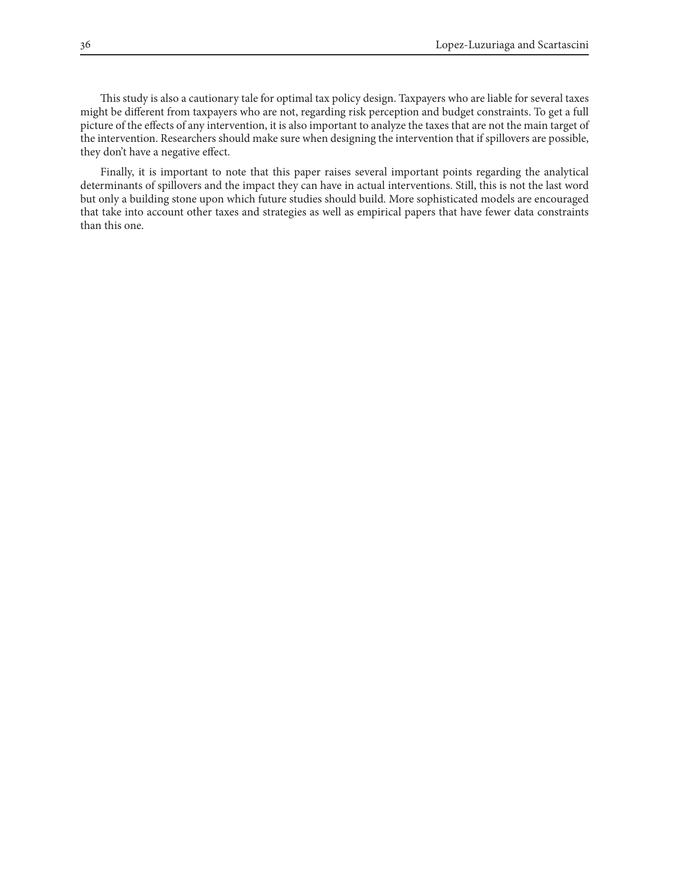This study is also a cautionary tale for optimal tax policy design. Taxpayers who are liable for several taxes might be different from taxpayers who are not, regarding risk perception and budget constraints. To get a full picture of the effects of any intervention, it is also important to analyze the taxes that are not the main target of the intervention. Researchers should make sure when designing the intervention that if spillovers are possible, they don't have a negative effect.

Finally, it is important to note that this paper raises several important points regarding the analytical determinants of spillovers and the impact they can have in actual interventions. Still, this is not the last word but only a building stone upon which future studies should build. More sophisticated models are encouraged that take into account other taxes and strategies as well as empirical papers that have fewer data constraints than this one.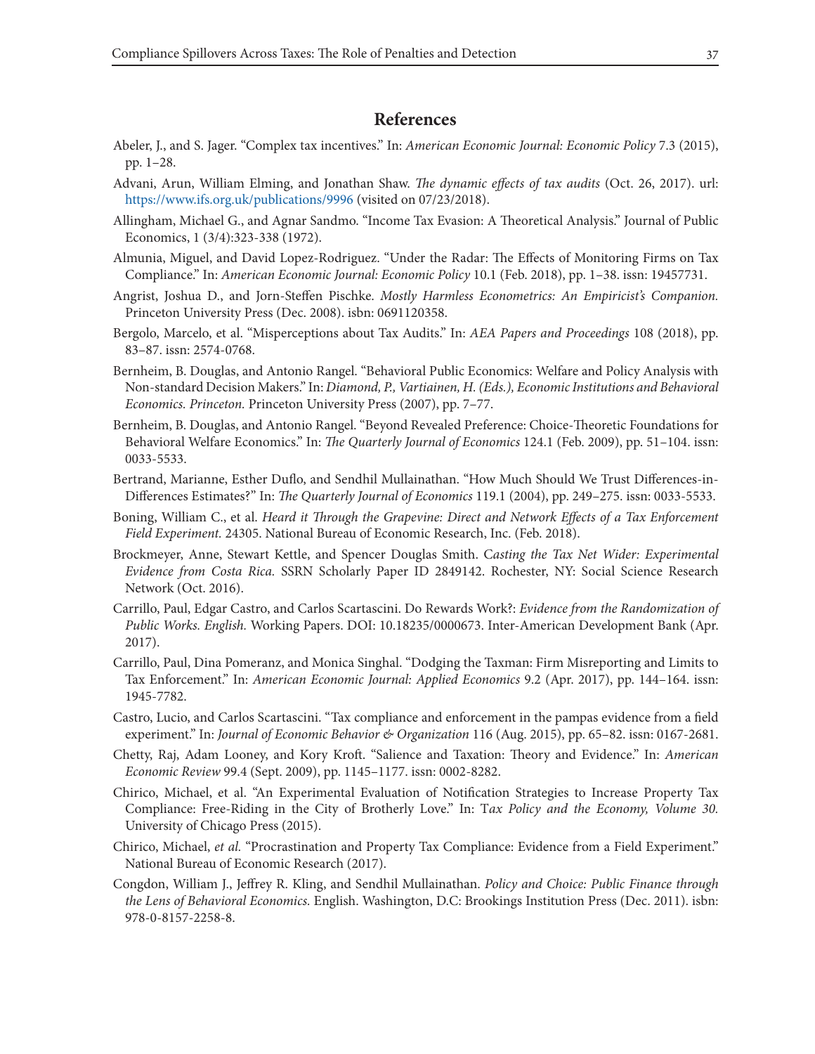## References

Abeler, J., and S. Jager. "Complex tax incentives." In: *American Economic Journal: Economic Policy* 7.3 (2015), pp. 1–28.

Advani, Arun, William Elming, and Jonathan Shaw. *The dynamic effects of tax audits* (Oct. 26, 2017). url: https://www.ifs.org.uk/publications/9996 (visited on 07/23/2018).

Allingham, Michael G., and Agnar Sandmo. "Income Tax Evasion: A Theoretical Analysis." Journal of Public Economics, 1 (3/4):323-338 (1972).

Almunia, Miguel, and David Lopez-Rodriguez. "Under the Radar: The Effects of Monitoring Firms on Tax Compliance." In: *American Economic Journal: Economic Policy* 10.1 (Feb. 2018), pp. 1–38. issn: 19457731.

Angrist, Joshua D., and Jorn-Steffen Pischke. *Mostly Harmless Econometrics: An Empiricist's Companion.* Princeton University Press (Dec. 2008). isbn: 0691120358.

Bergolo, Marcelo, et al. "Misperceptions about Tax Audits." In: *AEA Papers and Proceedings* 108 (2018), pp. 83–87. issn: 2574-0768.

Bernheim, B. Douglas, and Antonio Rangel. "Behavioral Public Economics: Welfare and Policy Analysis with Non-standard Decision Makers." In: *Diamond, P., Vartiainen, H. (Eds.), Economic Institutions and Behavioral Economics. Princeton.* Princeton University Press (2007), pp. 7–77.

Bernheim, B. Douglas, and Antonio Rangel. "Beyond Revealed Preference: Choice-Theoretic Foundations for Behavioral Welfare Economics." In: *The Quarterly Journal of Economics* 124.1 (Feb. 2009), pp. 51–104. issn: 0033-5533.

Bertrand, Marianne, Esther Duflo, and Sendhil Mullainathan. "How Much Should We Trust Differences-in-Differences Estimates?" In: *The Quarterly Journal of Economics* 119.1 (2004), pp. 249–275. issn: 0033-5533.

Boning, William C., et al. *Heard it Through the Grapevine: Direct and Network Effects of a Tax Enforcement Field Experiment.* 24305. National Bureau of Economic Research, Inc. (Feb. 2018).

Brockmeyer, Anne, Stewart Kettle, and Spencer Douglas Smith. C*asting the Tax Net Wider: Experimental Evidence from Costa Rica.* SSRN Scholarly Paper ID 2849142. Rochester, NY: Social Science Research Network (Oct. 2016).

Carrillo, Paul, Edgar Castro, and Carlos Scartascini. Do Rewards Work?: *Evidence from the Randomization of Public Works. English.* Working Papers. DOI: 10.18235/0000673. Inter-American Development Bank (Apr. 2017).

Carrillo, Paul, Dina Pomeranz, and Monica Singhal. "Dodging the Taxman: Firm Misreporting and Limits to Tax Enforcement." In: *American Economic Journal: Applied Economics* 9.2 (Apr. 2017), pp. 144–164. issn: 1945-7782.

Castro, Lucio, and Carlos Scartascini. "Tax compliance and enforcement in the pampas evidence from a field experiment." In: *Journal of Economic Behavior & Organization* 116 (Aug. 2015), pp. 65–82. issn: 0167-2681.

Chetty, Raj, Adam Looney, and Kory Kroft. "Salience and Taxation: Theory and Evidence." In: *American Economic Review* 99.4 (Sept. 2009), pp. 1145–1177. issn: 0002-8282.

Chirico, Michael, et al. "An Experimental Evaluation of Notification Strategies to Increase Property Tax Compliance: Free-Riding in the City of Brotherly Love." In: T*ax Policy and the Economy, Volume 30.* University of Chicago Press (2015).

Chirico, Michael, *et al.* "Procrastination and Property Tax Compliance: Evidence from a Field Experiment." National Bureau of Economic Research (2017).

Congdon, William J., Jeffrey R. Kling, and Sendhil Mullainathan. *Policy and Choice: Public Finance through the Lens of Behavioral Economics.* English. Washington, D.C: Brookings Institution Press (Dec. 2011). isbn: 978-0-8157-2258-8.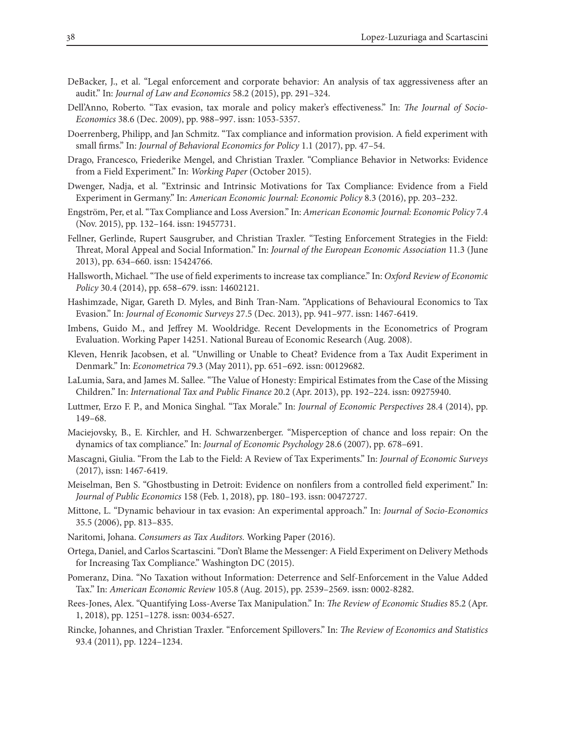DeBacker, J., et al. "Legal enforcement and corporate behavior: An analysis of tax aggressiveness after an audit." In: *Journal of Law and Economics* 58.2 (2015), pp. 291–324.

Dell'Anno, Roberto. "Tax evasion, tax morale and policy maker's effectiveness." In: *The Journal of Socio-Economics* 38.6 (Dec. 2009), pp. 988–997. issn: 1053-5357.

Doerrenberg, Philipp, and Jan Schmitz. "Tax compliance and information provision. A field experiment with small firms." In: *Journal of Behavioral Economics for Policy* 1.1 (2017), pp. 47–54.

Drago, Francesco, Friederike Mengel, and Christian Traxler. "Compliance Behavior in Networks: Evidence from a Field Experiment." In: *Working Paper* (October 2015).

Dwenger, Nadja, et al. "Extrinsic and Intrinsic Motivations for Tax Compliance: Evidence from a Field Experiment in Germany." In: *American Economic Journal: Economic Policy* 8.3 (2016), pp. 203–232.

Engström, Per, et al. "Tax Compliance and Loss Aversion." In: *American Economic Journal: Economic Policy* 7.4 (Nov. 2015), pp. 132–164. issn: 19457731.

Fellner, Gerlinde, Rupert Sausgruber, and Christian Traxler. "Testing Enforcement Strategies in the Field: Threat, Moral Appeal and Social Information." In: *Journal of the European Economic Association* 11.3 (June 2013), pp. 634–660. issn: 15424766.

Hallsworth, Michael. "The use of field experiments to increase tax compliance." In: *Oxford Review of Economic Policy* 30.4 (2014), pp. 658–679. issn: 14602121.

Hashimzade, Nigar, Gareth D. Myles, and Binh Tran-Nam. "Applications of Behavioural Economics to Tax Evasion." In: *Journal of Economic Surveys* 27.5 (Dec. 2013), pp. 941–977. issn: 1467-6419.

Imbens, Guido M., and Jeffrey M. Wooldridge. Recent Developments in the Econometrics of Program Evaluation. Working Paper 14251. National Bureau of Economic Research (Aug. 2008).

Kleven, Henrik Jacobsen, et al. "Unwilling or Unable to Cheat? Evidence from a Tax Audit Experiment in Denmark." In: *Econometrica* 79.3 (May 2011), pp. 651–692. issn: 00129682.

LaLumia, Sara, and James M. Sallee. "The Value of Honesty: Empirical Estimates from the Case of the Missing Children." In: *International Tax and Public Finance* 20.2 (Apr. 2013), pp. 192–224. issn: 09275940.

Luttmer, Erzo F. P., and Monica Singhal. "Tax Morale." In: *Journal of Economic Perspectives* 28.4 (2014), pp. 149–68.

Maciejovsky, B., E. Kirchler, and H. Schwarzenberger. "Misperception of chance and loss repair: On the dynamics of tax compliance." In: *Journal of Economic Psychology* 28.6 (2007), pp. 678–691.

Mascagni, Giulia. "From the Lab to the Field: A Review of Tax Experiments." In: *Journal of Economic Surveys* (2017), issn: 1467-6419.

Meiselman, Ben S. "Ghostbusting in Detroit: Evidence on nonfilers from a controlled field experiment." In: *Journal of Public Economics* 158 (Feb. 1, 2018), pp. 180–193. issn: 00472727.

Mittone, L. "Dynamic behaviour in tax evasion: An experimental approach." In: *Journal of Socio-Economics* 35.5 (2006), pp. 813–835.

Naritomi, Johana. *Consumers as Tax Auditors.* Working Paper (2016).

Ortega, Daniel, and Carlos Scartascini. "Don't Blame the Messenger: A Field Experiment on Delivery Methods for Increasing Tax Compliance." Washington DC (2015).

Pomeranz, Dina. "No Taxation without Information: Deterrence and Self-Enforcement in the Value Added Tax." In: *American Economic Review* 105.8 (Aug. 2015), pp. 2539–2569. issn: 0002-8282.

Rees-Jones, Alex. "Quantifying Loss-Averse Tax Manipulation." In: *The Review of Economic Studies* 85.2 (Apr. 1, 2018), pp. 1251–1278. issn: 0034-6527.

Rincke, Johannes, and Christian Traxler. "Enforcement Spillovers." In: *The Review of Economics and Statistics* 93.4 (2011), pp. 1224–1234.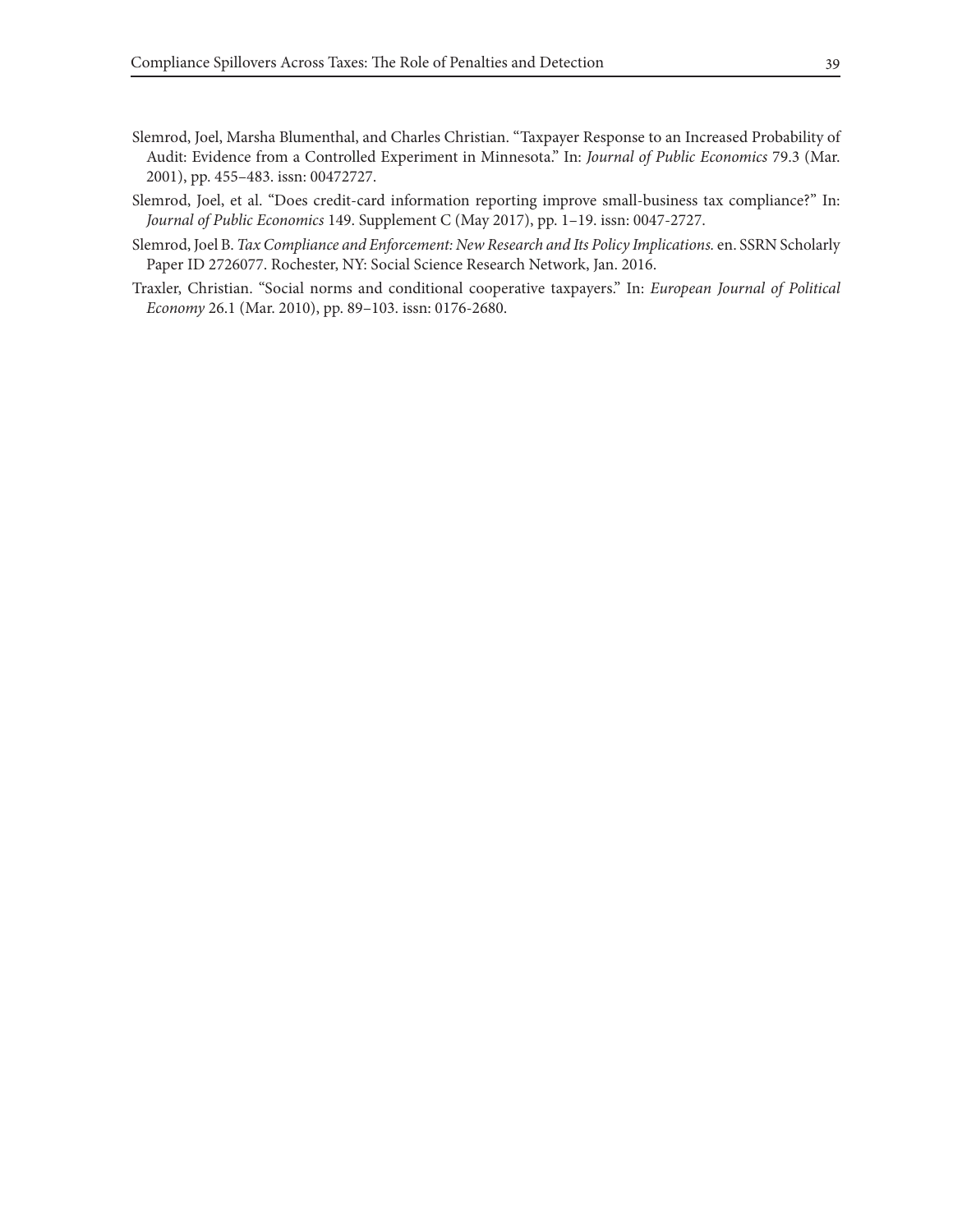Slemrod, Joel, Marsha Blumenthal, and Charles Christian. "Taxpayer Response to an Increased Probability of Audit: Evidence from a Controlled Experiment in Minnesota." In: *Journal of Public Economics* 79.3 (Mar. 2001), pp. 455–483. issn: 00472727.

Slemrod, Joel, et al. "Does credit-card information reporting improve small-business tax compliance?" In: *Journal of Public Economics* 149. Supplement C (May 2017), pp. 1–19. issn: 0047-2727.

Slemrod, Joel B. *Tax Compliance and Enforcement: New Research and Its Policy Implications.* en. SSRN Scholarly Paper ID 2726077. Rochester, NY: Social Science Research Network, Jan. 2016.

Traxler, Christian. "Social norms and conditional cooperative taxpayers." In: *European Journal of Political Economy* 26.1 (Mar. 2010), pp. 89–103. issn: 0176-2680.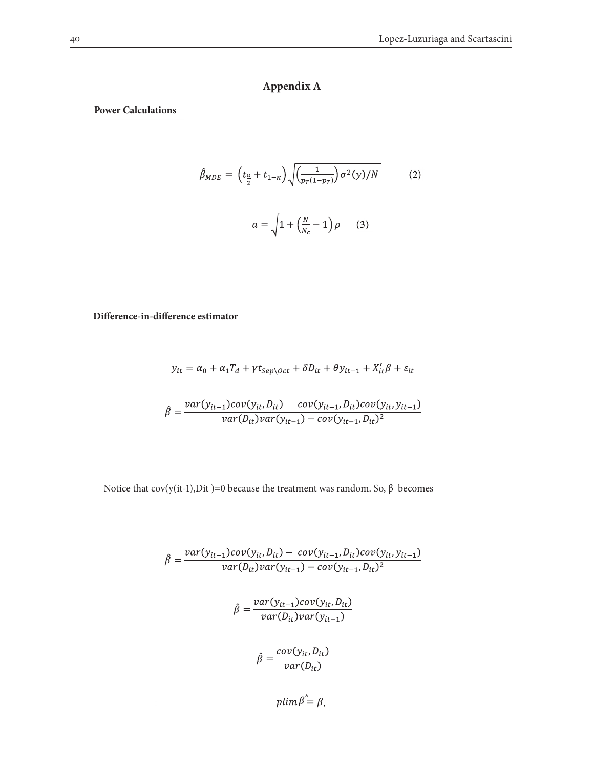# Appendix A

**Power Calculations**

$$\hat{\beta}_{MDE} = \left(t_{\frac{\alpha}{2}} + t_{1-\kappa}\right)\sqrt{\left(\frac{1}{p_T(1-p_T)}\right)\sigma^2(y)/N} \qquad (2)$$

$$a = \sqrt{1 + \left(\frac{N}{N_c} - 1\right)\rho} \qquad (3)$$

**Difference-in-difference estimator**

$$y_{it} = \alpha_0 + \alpha_1 T_d + \gamma t_{Sep\backslash Oct} + \delta D_{it} + \theta y_{it-1} + X'_{it}\beta + \varepsilon_{it}$$

$$\hat{\beta} = \frac{var(y_{it-1})cov(y_{it}, D_{it}) - cov(y_{it-1}, D_{it})cov(y_{it}, y_{it-1})}{var(D_{it})var(y_{it-1}) - cov(y_{it-1}, D_{it})^2}$$

Notice that cov(y(it-1),Dit )=0 because the treatment was random. So, β becomes

$$\hat{\beta} = \frac{var(y_{it-1})cov(y_{it}, D_{it}) - cov(y_{it-1}, D_{it})cov(y_{it}, y_{it-1})}{var(D_{it})var(y_{it-1}) - cov(y_{it-1}, D_{it})^2}$$

$$\hat{\beta} = \frac{var(y_{it-1})cov(y_{it}, D_{it})}{var(D_{it})var(y_{it-1})}$$

$$\hat{\beta} = \frac{cov(y_{it}, D_{it})}{var(D_{it})}$$

$$plim\,\hat{\beta} = \beta.$$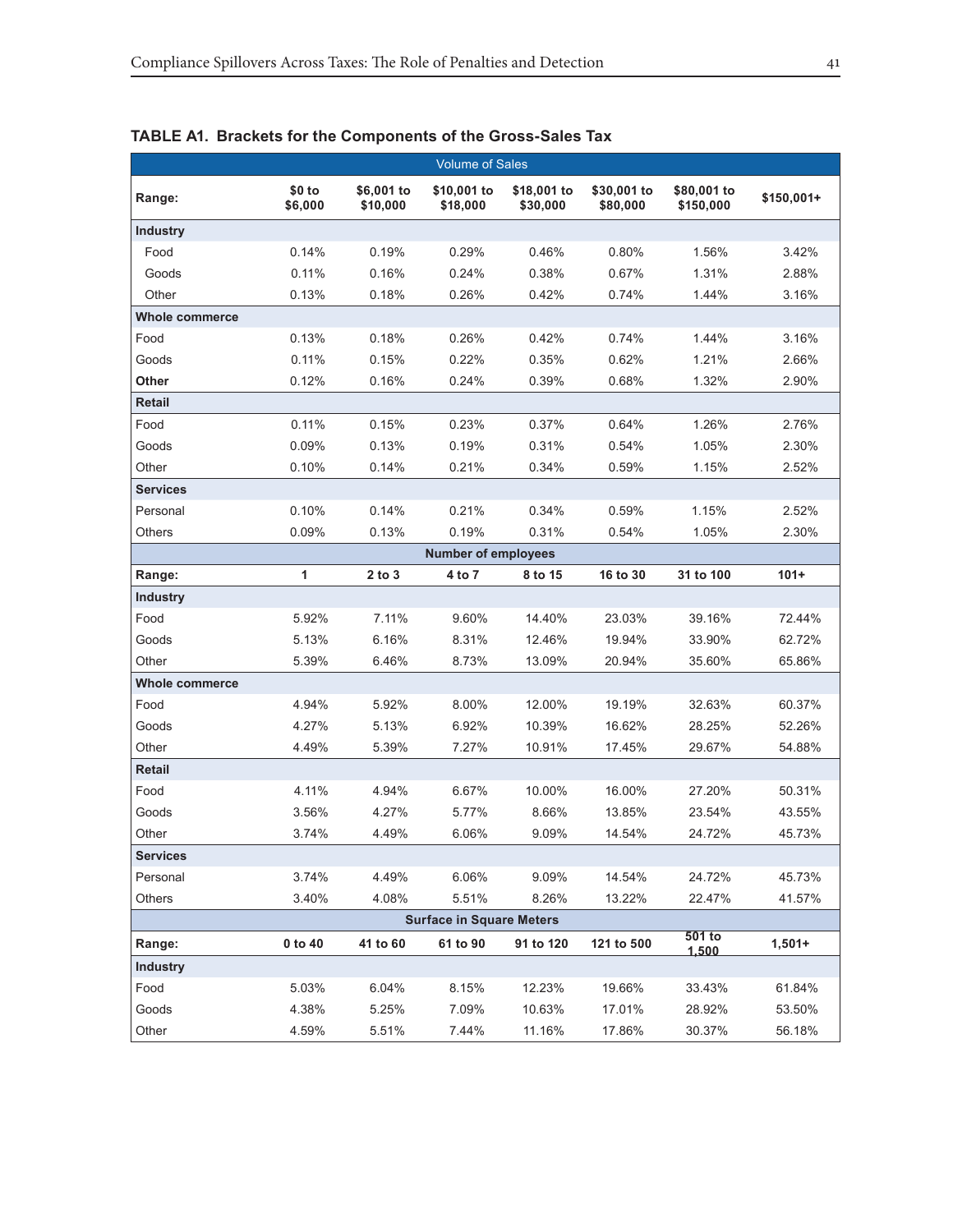**TABLE A1. Brackets for the Components of the Gross-Sales Tax**

| Volume of Sales | | | | | | | |
|---|---|---|---|---|---|---|---|
| **Range:** | **$0 to $6,000** | **$6,001 to $10,000** | **$10,001 to $18,000** | **$18,001 to $30,000** | **$30,001 to $80,000** | **$80,001 to $150,000** | **$150,001+** |
| **Industry** | | | | | | | |
| Food | 0.14% | 0.19% | 0.29% | 0.46% | 0.80% | 1.56% | 3.42% |
| Goods | 0.11% | 0.16% | 0.24% | 0.38% | 0.67% | 1.31% | 2.88% |
| Other | 0.13% | 0.18% | 0.26% | 0.42% | 0.74% | 1.44% | 3.16% |
| **Whole commerce** | | | | | | | |
| Food | 0.13% | 0.18% | 0.26% | 0.42% | 0.74% | 1.44% | 3.16% |
| Goods | 0.11% | 0.15% | 0.22% | 0.35% | 0.62% | 1.21% | 2.66% |
| **Other** | 0.12% | 0.16% | 0.24% | 0.39% | 0.68% | 1.32% | 2.90% |
| **Retail** | | | | | | | |
| Food | 0.11% | 0.15% | 0.23% | 0.37% | 0.64% | 1.26% | 2.76% |
| Goods | 0.09% | 0.13% | 0.19% | 0.31% | 0.54% | 1.05% | 2.30% |
| Other | 0.10% | 0.14% | 0.21% | 0.34% | 0.59% | 1.15% | 2.52% |
| **Services** | | | | | | | |
| Personal | 0.10% | 0.14% | 0.21% | 0.34% | 0.59% | 1.15% | 2.52% |
| Others | 0.09% | 0.13% | 0.19% | 0.31% | 0.54% | 1.05% | 2.30% |
| **Number of employees** | | | | | | | |
| **Range:** | **1** | **2 to 3** | **4 to 7** | **8 to 15** | **16 to 30** | **31 to 100** | **101+** |
| **Industry** | | | | | | | |
| Food | 5.92% | 7.11% | 9.60% | 14.40% | 23.03% | 39.16% | 72.44% |
| Goods | 5.13% | 6.16% | 8.31% | 12.46% | 19.94% | 33.90% | 62.72% |
| Other | 5.39% | 6.46% | 8.73% | 13.09% | 20.94% | 35.60% | 65.86% |
| **Whole commerce** | | | | | | | |
| Food | 4.94% | 5.92% | 8.00% | 12.00% | 19.19% | 32.63% | 60.37% |
| Goods | 4.27% | 5.13% | 6.92% | 10.39% | 16.62% | 28.25% | 52.26% |
| Other | 4.49% | 5.39% | 7.27% | 10.91% | 17.45% | 29.67% | 54.88% |
| **Retail** | | | | | | | |
| Food | 4.11% | 4.94% | 6.67% | 10.00% | 16.00% | 27.20% | 50.31% |
| Goods | 3.56% | 4.27% | 5.77% | 8.66% | 13.85% | 23.54% | 43.55% |
| Other | 3.74% | 4.49% | 6.06% | 9.09% | 14.54% | 24.72% | 45.73% |
| **Services** | | | | | | | |
| Personal | 3.74% | 4.49% | 6.06% | 9.09% | 14.54% | 24.72% | 45.73% |
| Others | 3.40% | 4.08% | 5.51% | 8.26% | 13.22% | 22.47% | 41.57% |
| **Surface in Square Meters** | | | | | | | |
| **Range:** | **0 to 40** | **41 to 60** | **61 to 90** | **91 to 120** | **121 to 500** | **501 to 1,500** | **1,501+** |
| **Industry** | | | | | | | |
| Food | 5.03% | 6.04% | 8.15% | 12.23% | 19.66% | 33.43% | 61.84% |
| Goods | 4.38% | 5.25% | 7.09% | 10.63% | 17.01% | 28.92% | 53.50% |
| Other | 4.59% | 5.51% | 7.44% | 11.16% | 17.86% | 30.37% | 56.18% |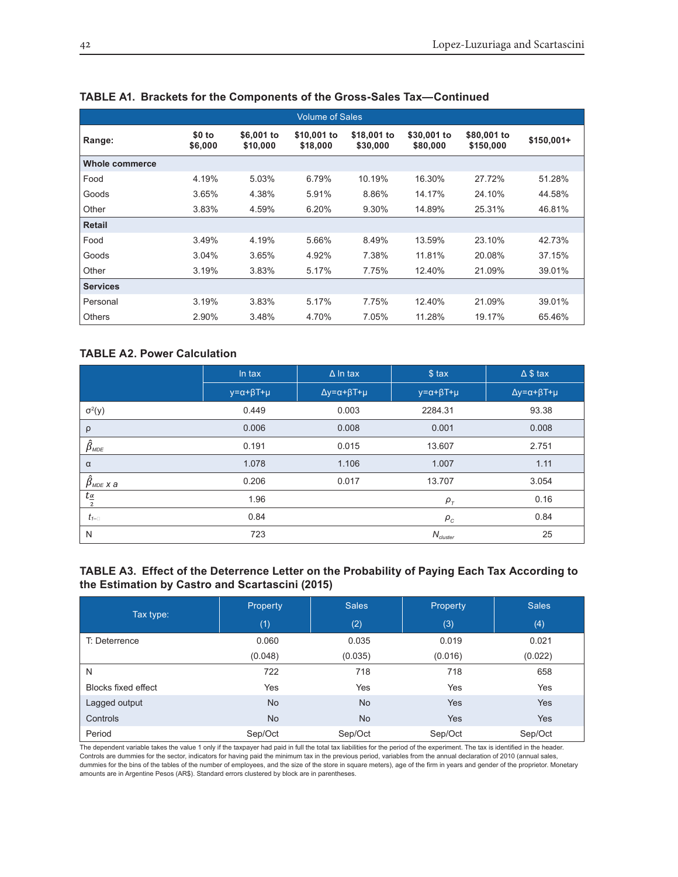**TABLE A1. Brackets for the Components of the Gross-Sales Tax—Continued**

| | Volume of Sales | | | | | | |
|---|---|---|---|---|---|---|---|
| **Range:** | **$0 to $6,000** | **$6,001 to $10,000** | **$10,001 to $18,000** | **$18,001 to $30,000** | **$30,001 to $80,000** | **$80,001 to $150,000** | **$150,001+** |
| **Whole commerce** | | | | | | | |
| Food | 4.19% | 5.03% | 6.79% | 10.19% | 16.30% | 27.72% | 51.28% |
| Goods | 3.65% | 4.38% | 5.91% | 8.86% | 14.17% | 24.10% | 44.58% |
| Other | 3.83% | 4.59% | 6.20% | 9.30% | 14.89% | 25.31% | 46.81% |
| **Retail** | | | | | | | |
| Food | 3.49% | 4.19% | 5.66% | 8.49% | 13.59% | 23.10% | 42.73% |
| Goods | 3.04% | 3.65% | 4.92% | 7.38% | 11.81% | 20.08% | 37.15% |
| Other | 3.19% | 3.83% | 5.17% | 7.75% | 12.40% | 21.09% | 39.01% |
| **Services** | | | | | | | |
| Personal | 3.19% | 3.83% | 5.17% | 7.75% | 12.40% | 21.09% | 39.01% |
| Others | 2.90% | 3.48% | 4.70% | 7.05% | 11.28% | 19.17% | 65.46% |

**TABLE A2. Power Calculation**

| | ln tax | Δ ln tax | $ tax | Δ $ tax |
|---|---|---|---|---|
| | $y=\alpha+\beta T+\mu$ | $\Delta y=\alpha+\beta T+\mu$ | $y=\alpha+\beta T+\mu$ | $\Delta y=\alpha+\beta T+\mu$ |
| $\sigma^2(y)$ | 0.449 | 0.003 | 2284.31 | 93.38 |
| ρ | 0.006 | 0.008 | 0.001 | 0.008 |
| $\hat{\beta}_{MDE}$ | 0.191 | 0.015 | 13.607 | 2.751 |
| α | 1.078 | 1.106 | 1.007 | 1.11 |
| $\hat{\beta}_{MDE}$ x a | 0.206 | 0.017 | 13.707 | 3.054 |
| $t_{\frac{\alpha}{2}}$ | 1.96 | | $\rho_T$ | 0.16 |
| $t_{1-\beta}$ | 0.84 | | $\rho_C$ | 0.84 |
| N | 723 | | $N_{cluster}$ | 25 |

**TABLE A3. Effect of the Deterrence Letter on the Probability of Paying Each Tax According to the Estimation by Castro and Scartascini (2015)**

| Tax type: | Property | Sales | Property | Sales |
|---|---|---|---|---|
| | (1) | (2) | (3) | (4) |
| T: Deterrence | 0.060 | 0.035 | 0.019 | 0.021 |
| | (0.048) | (0.035) | (0.016) | (0.022) |
| N | 722 | 718 | 718 | 658 |
| Blocks fixed effect | Yes | Yes | Yes | Yes |
| Lagged output | No | No | Yes | Yes |
| Controls | No | No | Yes | Yes |
| Period | Sep/Oct | Sep/Oct | Sep/Oct | Sep/Oct |

The dependent variable takes the value 1 only if the taxpayer had paid in full the total tax liabilities for the period of the experiment. The tax is identified in the header. Controls are dummies for the sector, indicators for having paid the minimum tax in the previous period, variables from the annual declaration of 2010 (annual sales, dummies for the bins of the tables of the number of employees, and the size of the store in square meters), age of the firm in years and gender of the proprietor. Monetary amounts are in Argentine Pesos (AR$). Standard errors clustered by block are in parentheses.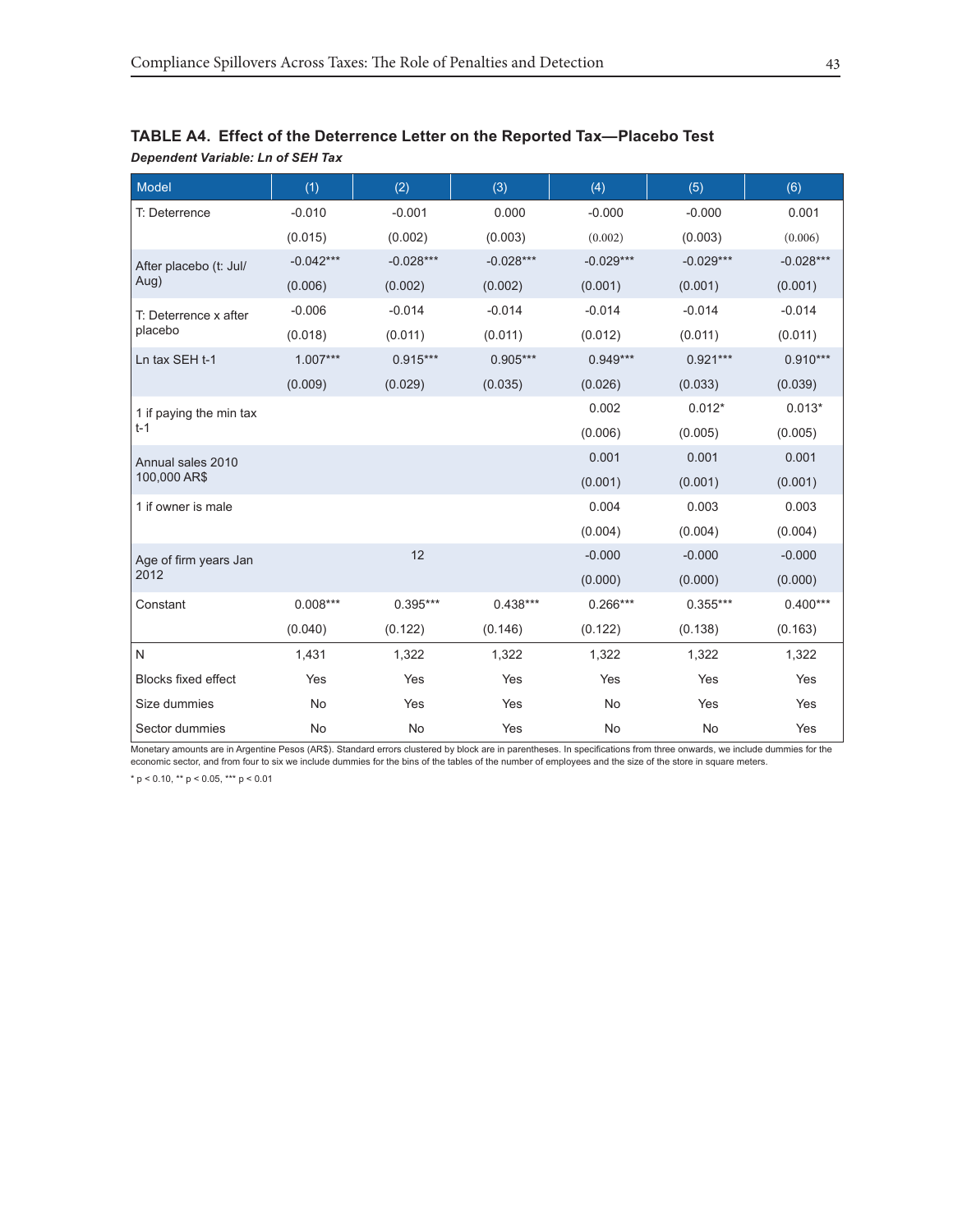**TABLE A4. Effect of the Deterrence Letter on the Reported Tax—Placebo Test**

***Dependent Variable: Ln of SEH Tax***

| Model | (1) | (2) | (3) | (4) | (5) | (6) |
|---|---|---|---|---|---|---|
| T: Deterrence | -0.010 | -0.001 | 0.000 | -0.000 | -0.000 | 0.001 |
| | (0.015) | (0.002) | (0.003) | (0.002) | (0.003) | (0.006) |
| After placebo (t: Jul/ Aug) | -0.042*** | -0.028*** | -0.028*** | -0.029*** | -0.029*** | -0.028*** |
| | (0.006) | (0.002) | (0.002) | (0.001) | (0.001) | (0.001) |
| T: Deterrence x after placebo | -0.006 | -0.014 | -0.014 | -0.014 | -0.014 | -0.014 |
| | (0.018) | (0.011) | (0.011) | (0.012) | (0.011) | (0.011) |
| Ln tax SEH t-1 | 1.007*** | 0.915*** | 0.905*** | 0.949*** | 0.921*** | 0.910*** |
| | (0.009) | (0.029) | (0.035) | (0.026) | (0.033) | (0.039) |
| 1 if paying the min tax t-1 | | | | 0.002 | 0.012* | 0.013* |
| | | | | (0.006) | (0.005) | (0.005) |
| Annual sales 2010 100,000 AR$ | | | | 0.001 | 0.001 | 0.001 |
| | | | | (0.001) | (0.001) | (0.001) |
| 1 if owner is male | | | | 0.004 | 0.003 | 0.003 |
| | | | | (0.004) | (0.004) | (0.004) |
| Age of firm years Jan 2012 | | 12 | | -0.000 | -0.000 | -0.000 |
| | | | | (0.000) | (0.000) | (0.000) |
| Constant | 0.008*** | 0.395*** | 0.438*** | 0.266*** | 0.355*** | 0.400*** |
| | (0.040) | (0.122) | (0.146) | (0.122) | (0.138) | (0.163) |
| N | 1,431 | 1,322 | 1,322 | 1,322 | 1,322 | 1,322 |
| Blocks fixed effect | Yes | Yes | Yes | Yes | Yes | Yes |
| Size dummies | No | Yes | Yes | No | Yes | Yes |
| Sector dummies | No | No | Yes | No | No | Yes |

Monetary amounts are in Argentine Pesos (AR$). Standard errors clustered by block are in parentheses. In specifications from three onwards, we include dummies for the economic sector, and from four to six we include dummies for the bins of the tables of the number of employees and the size of the store in square meters.

* $p < 0.10$, ** $p < 0.05$, *** $p < 0.01$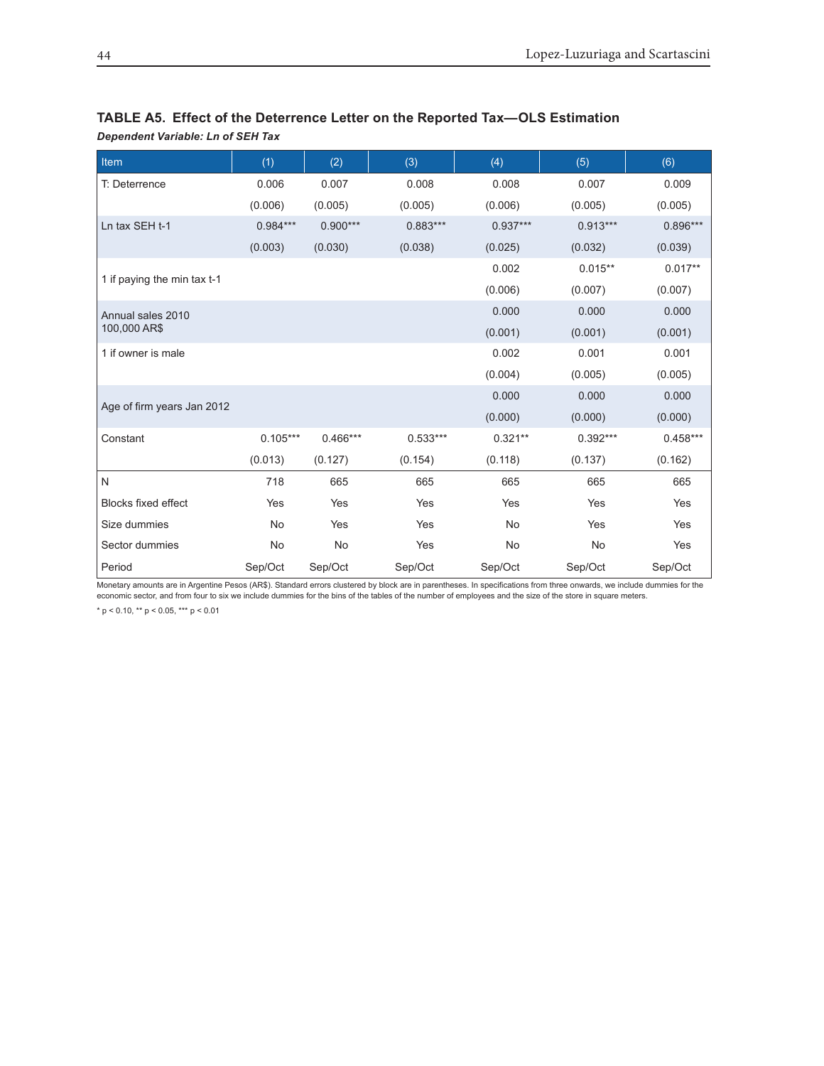**TABLE A5. Effect of the Deterrence Letter on the Reported Tax—OLS Estimation**

***Dependent Variable: Ln of SEH Tax***

| Item | (1) | (2) | (3) | (4) | (5) | (6) |
|---|---|---|---|---|---|---|
| T: Deterrence | 0.006 | 0.007 | 0.008 | 0.008 | 0.007 | 0.009 |
| | (0.006) | (0.005) | (0.005) | (0.006) | (0.005) | (0.005) |
| Ln tax SEH t-1 | 0.984*** | 0.900*** | 0.883*** | 0.937*** | 0.913*** | 0.896*** |
| | (0.003) | (0.030) | (0.038) | (0.025) | (0.032) | (0.039) |
| 1 if paying the min tax t-1 | | | | 0.002 | 0.015** | 0.017** |
| | | | | (0.006) | (0.007) | (0.007) |
| Annual sales 2010 100,000 AR$ | | | | 0.000 | 0.000 | 0.000 |
| | | | | (0.001) | (0.001) | (0.001) |
| 1 if owner is male | | | | 0.002 | 0.001 | 0.001 |
| | | | | (0.004) | (0.005) | (0.005) |
| Age of firm years Jan 2012 | | | | 0.000 | 0.000 | 0.000 |
| | | | | (0.000) | (0.000) | (0.000) |
| Constant | 0.105*** | 0.466*** | 0.533*** | 0.321** | 0.392*** | 0.458*** |
| | (0.013) | (0.127) | (0.154) | (0.118) | (0.137) | (0.162) |
| N | 718 | 665 | 665 | 665 | 665 | 665 |
| Blocks fixed effect | Yes | Yes | Yes | Yes | Yes | Yes |
| Size dummies | No | Yes | Yes | No | Yes | Yes |
| Sector dummies | No | No | Yes | No | No | Yes |
| Period | Sep/Oct | Sep/Oct | Sep/Oct | Sep/Oct | Sep/Oct | Sep/Oct |

Monetary amounts are in Argentine Pesos (AR$). Standard errors clustered by block are in parentheses. In specifications from three onwards, we include dummies for the economic sector, and from four to six we include dummies for the bins of the tables of the number of employees and the size of the store in square meters.

* $p < 0.10$, ** $p < 0.05$, *** $p < 0.01$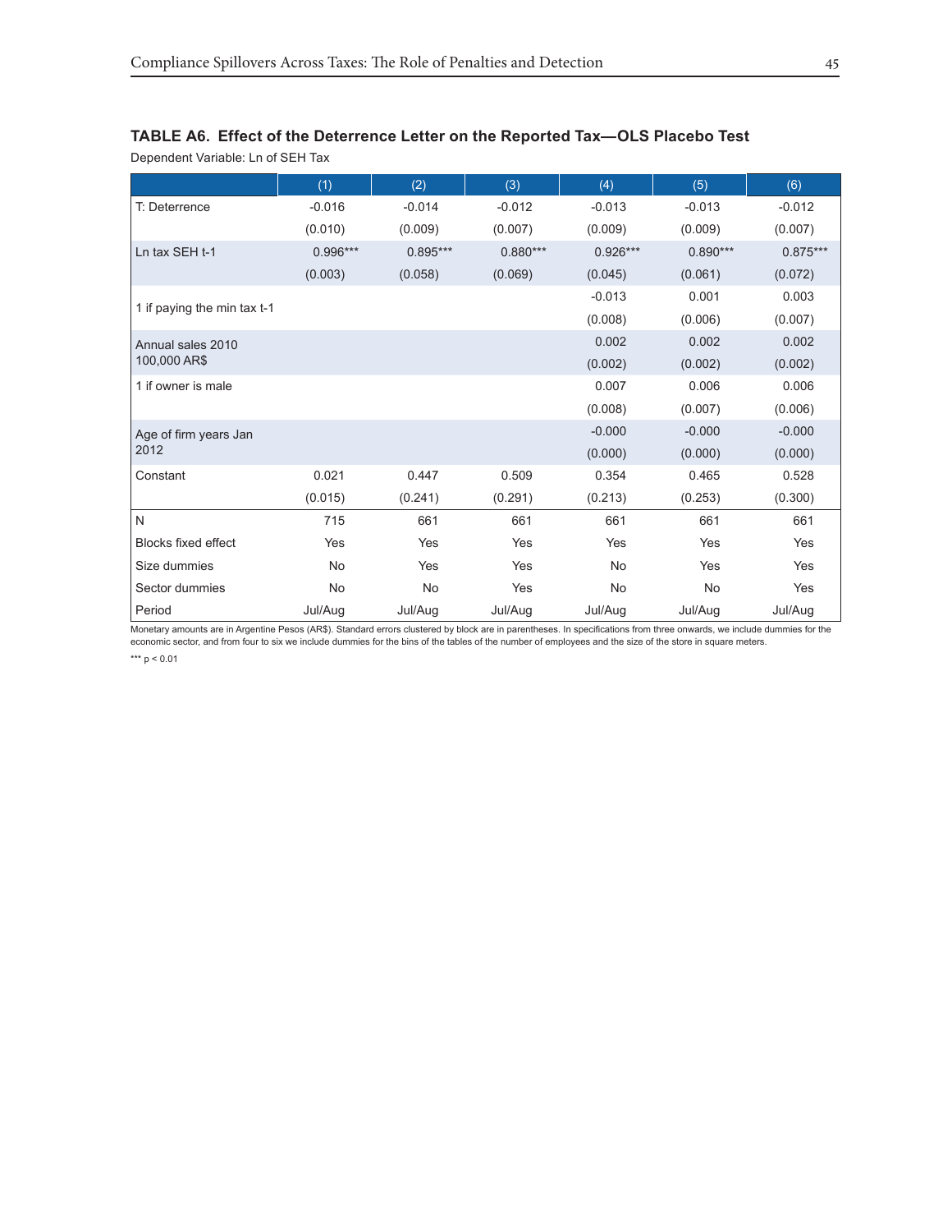**TABLE A6. Effect of the Deterrence Letter on the Reported Tax—OLS Placebo Test**

Dependent Variable: Ln of SEH Tax

| | (1) | (2) | (3) | (4) | (5) | (6) |
|---|---|---|---|---|---|---|
| T: Deterrence | -0.016 | -0.014 | -0.012 | -0.013 | -0.013 | -0.012 |
| | (0.010) | (0.009) | (0.007) | (0.009) | (0.009) | (0.007) |
| Ln tax SEH t-1 | 0.996*** | 0.895*** | 0.880*** | 0.926*** | 0.890*** | 0.875*** |
| | (0.003) | (0.058) | (0.069) | (0.045) | (0.061) | (0.072) |
| 1 if paying the min tax t-1 | | | | -0.013 | 0.001 | 0.003 |
| | | | | (0.008) | (0.006) | (0.007) |
| Annual sales 2010 100,000 AR$ | | | | 0.002 | 0.002 | 0.002 |
| | | | | (0.002) | (0.002) | (0.002) |
| 1 if owner is male | | | | 0.007 | 0.006 | 0.006 |
| | | | | (0.008) | (0.007) | (0.006) |
| Age of firm years Jan 2012 | | | | -0.000 | -0.000 | -0.000 |
| | | | | (0.000) | (0.000) | (0.000) |
| Constant | 0.021 | 0.447 | 0.509 | 0.354 | 0.465 | 0.528 |
| | (0.015) | (0.241) | (0.291) | (0.213) | (0.253) | (0.300) |
| N | 715 | 661 | 661 | 661 | 661 | 661 |
| Blocks fixed effect | Yes | Yes | Yes | Yes | Yes | Yes |
| Size dummies | No | Yes | Yes | No | Yes | Yes |
| Sector dummies | No | No | Yes | No | No | Yes |
| Period | Jul/Aug | Jul/Aug | Jul/Aug | Jul/Aug | Jul/Aug | Jul/Aug |

Monetary amounts are in Argentine Pesos (AR$). Standard errors clustered by block are in parentheses. In specifications from three onwards, we include dummies for the economic sector, and from four to six we include dummies for the bins of the tables of the number of employees and the size of the store in square meters.

*** $p < 0.01$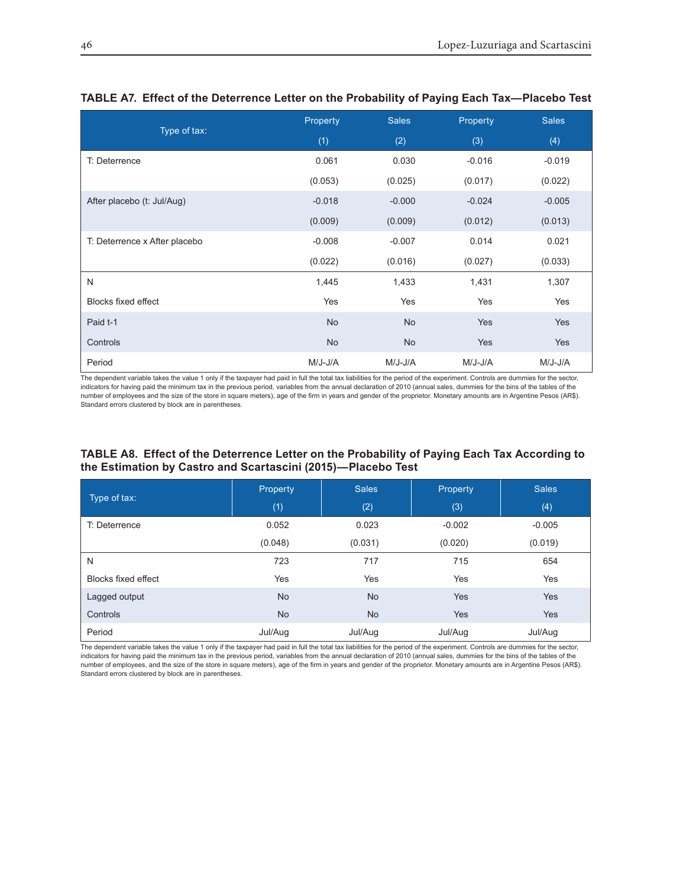**TABLE A7. Effect of the Deterrence Letter on the Probability of Paying Each Tax—Placebo Test**

| Type of tax: | Property (1) | Sales (2) | Property (3) | Sales (4) |
|---|---|---|---|---|
| T: Deterrence | 0.061 | 0.030 | -0.016 | -0.019 |
| | (0.053) | (0.025) | (0.017) | (0.022) |
| After placebo (t: Jul/Aug) | -0.018 | -0.000 | -0.024 | -0.005 |
| | (0.009) | (0.009) | (0.012) | (0.013) |
| T: Deterrence x After placebo | -0.008 | -0.007 | 0.014 | 0.021 |
| | (0.022) | (0.016) | (0.027) | (0.033) |
| N | 1,445 | 1,433 | 1,431 | 1,307 |
| Blocks fixed effect | Yes | Yes | Yes | Yes |
| Paid t-1 | No | No | Yes | Yes |
| Controls | No | No | Yes | Yes |
| Period | M/J-J/A | M/J-J/A | M/J-J/A | M/J-J/A |

The dependent variable takes the value 1 only if the taxpayer had paid in full the total tax liabilities for the period of the experiment. Controls are dummies for the sector, indicators for having paid the minimum tax in the previous period, variables from the annual declaration of 2010 (annual sales, dummies for the bins of the tables of the number of employees and the size of the store in square meters), age of the firm in years and gender of the proprietor. Monetary amounts are in Argentine Pesos (AR$). Standard errors clustered by block are in parentheses.

**TABLE A8. Effect of the Deterrence Letter on the Probability of Paying Each Tax According to the Estimation by Castro and Scartascini (2015)—Placebo Test**

| Type of tax: | Property (1) | Sales (2) | Property (3) | Sales (4) |
|---|---|---|---|---|
| T: Deterrence | 0.052 | 0.023 | -0.002 | -0.005 |
| | (0.048) | (0.031) | (0.020) | (0.019) |
| N | 723 | 717 | 715 | 654 |
| Blocks fixed effect | Yes | Yes | Yes | Yes |
| Lagged output | No | No | Yes | Yes |
| Controls | No | No | Yes | Yes |
| Period | Jul/Aug | Jul/Aug | Jul/Aug | Jul/Aug |

The dependent variable takes the value 1 only if the taxpayer had paid in full the total tax liabilities for the period of the experiment. Controls are dummies for the sector, indicators for having paid the minimum tax in the previous period, variables from the annual declaration of 2010 (annual sales, dummies for the bins of the tables of the number of employees, and the size of the store in square meters), age of the firm in years and gender of the proprietor. Monetary amounts are in Argentine Pesos (AR$). Standard errors clustered by block are in parentheses.